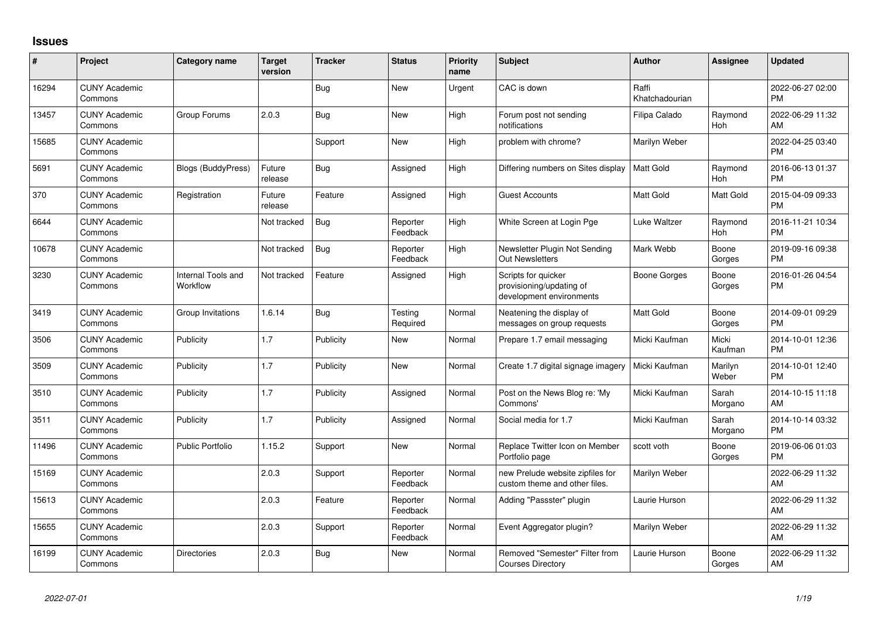# Issues

| # | Project | Category name | Target version | Tracker | Status | Priority name | Subject | Author | Assignee | Updated |
|---|---|---|---|---|---|---|---|---|---|---|
| 16294 | CUNY Academic Commons | | | Bug | New | Urgent | CAC is down | Raffi Khatchadourian | | 2022-06-27 02:00 PM |
| 13457 | CUNY Academic Commons | Group Forums | 2.0.3 | Bug | New | High | Forum post not sending notifications | Filipa Calado | Raymond Hoh | 2022-06-29 11:32 AM |
| 15685 | CUNY Academic Commons | | | Support | New | High | problem with chrome? | Marilyn Weber | | 2022-04-25 03:40 PM |
| 5691 | CUNY Academic Commons | Blogs (BuddyPress) | Future release | Bug | Assigned | High | Differing numbers on Sites display | Matt Gold | Raymond Hoh | 2016-06-13 01:37 PM |
| 370 | CUNY Academic Commons | Registration | Future release | Feature | Assigned | High | Guest Accounts | Matt Gold | Matt Gold | 2015-04-09 09:33 PM |
| 6644 | CUNY Academic Commons | | Not tracked | Bug | Reporter Feedback | High | White Screen at Login Pge | Luke Waltzer | Raymond Hoh | 2016-11-21 10:34 PM |
| 10678 | CUNY Academic Commons | | Not tracked | Bug | Reporter Feedback | High | Newsletter Plugin Not Sending Out Newsletters | Mark Webb | Boone Gorges | 2019-09-16 09:38 PM |
| 3230 | CUNY Academic Commons | Internal Tools and Workflow | Not tracked | Feature | Assigned | High | Scripts for quicker provisioning/updating of development environments | Boone Gorges | Boone Gorges | 2016-01-26 04:54 PM |
| 3419 | CUNY Academic Commons | Group Invitations | 1.6.14 | Bug | Testing Required | Normal | Neatening the display of messages on group requests | Matt Gold | Boone Gorges | 2014-09-01 09:29 PM |
| 3506 | CUNY Academic Commons | Publicity | 1.7 | Publicity | New | Normal | Prepare 1.7 email messaging | Micki Kaufman | Micki Kaufman | 2014-10-01 12:36 PM |
| 3509 | CUNY Academic Commons | Publicity | 1.7 | Publicity | New | Normal | Create 1.7 digital signage imagery | Micki Kaufman | Marilyn Weber | 2014-10-01 12:40 PM |
| 3510 | CUNY Academic Commons | Publicity | 1.7 | Publicity | Assigned | Normal | Post on the News Blog re: 'My Commons' | Micki Kaufman | Sarah Morgano | 2014-10-15 11:18 AM |
| 3511 | CUNY Academic Commons | Publicity | 1.7 | Publicity | Assigned | Normal | Social media for 1.7 | Micki Kaufman | Sarah Morgano | 2014-10-14 03:32 PM |
| 11496 | CUNY Academic Commons | Public Portfolio | 1.15.2 | Support | New | Normal | Replace Twitter Icon on Member Portfolio page | scott voth | Boone Gorges | 2019-06-06 01:03 PM |
| 15169 | CUNY Academic Commons | | 2.0.3 | Support | Reporter Feedback | Normal | new Prelude website zipfiles for custom theme and other files. | Marilyn Weber | | 2022-06-29 11:32 AM |
| 15613 | CUNY Academic Commons | | 2.0.3 | Feature | Reporter Feedback | Normal | Adding "Passster" plugin | Laurie Hurson | | 2022-06-29 11:32 AM |
| 15655 | CUNY Academic Commons | | 2.0.3 | Support | Reporter Feedback | Normal | Event Aggregator plugin? | Marilyn Weber | | 2022-06-29 11:32 AM |
| 16199 | CUNY Academic Commons | Directories | 2.0.3 | Bug | New | Normal | Removed "Semester" Filter from Courses Directory | Laurie Hurson | Boone Gorges | 2022-06-29 11:32 AM |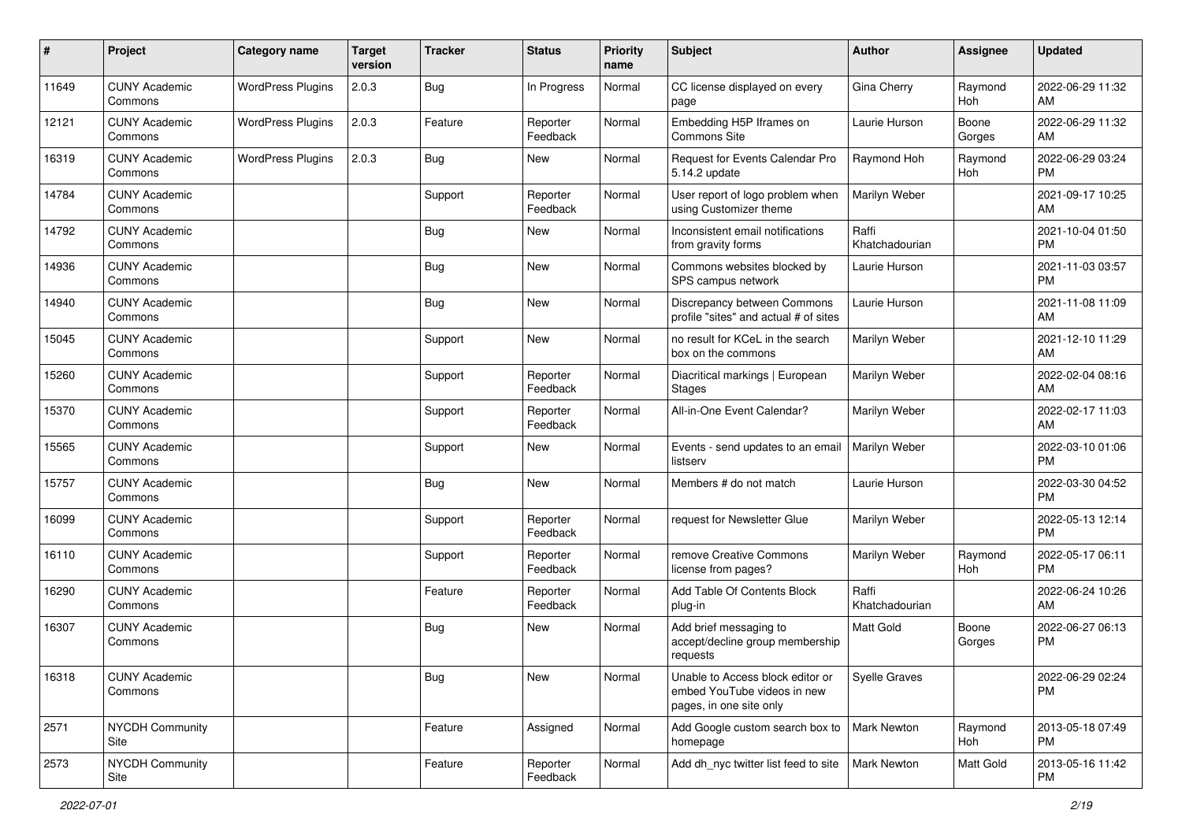| # | Project | Category name | Target version | Tracker | Status | Priority name | Subject | Author | Assignee | Updated |
|---|---|---|---|---|---|---|---|---|---|---|
| 11649 | CUNY Academic Commons | WordPress Plugins | 2.0.3 | Bug | In Progress | Normal | CC license displayed on every page | Gina Cherry | Raymond Hoh | 2022-06-29 11:32 AM |
| 12121 | CUNY Academic Commons | WordPress Plugins | 2.0.3 | Feature | Reporter Feedback | Normal | Embedding H5P Iframes on Commons Site | Laurie Hurson | Boone Gorges | 2022-06-29 11:32 AM |
| 16319 | CUNY Academic Commons | WordPress Plugins | 2.0.3 | Bug | New | Normal | Request for Events Calendar Pro 5.14.2 update | Raymond Hoh | Raymond Hoh | 2022-06-29 03:24 PM |
| 14784 | CUNY Academic Commons | | | Support | Reporter Feedback | Normal | User report of logo problem when using Customizer theme | Marilyn Weber | | 2021-09-17 10:25 AM |
| 14792 | CUNY Academic Commons | | | Bug | New | Normal | Inconsistent email notifications from gravity forms | Raffi Khatchadourian | | 2021-10-04 01:50 PM |
| 14936 | CUNY Academic Commons | | | Bug | New | Normal | Commons websites blocked by SPS campus network | Laurie Hurson | | 2021-11-03 03:57 PM |
| 14940 | CUNY Academic Commons | | | Bug | New | Normal | Discrepancy between Commons profile "sites" and actual # of sites | Laurie Hurson | | 2021-11-08 11:09 AM |
| 15045 | CUNY Academic Commons | | | Support | New | Normal | no result for KCeL in the search box on the commons | Marilyn Weber | | 2021-12-10 11:29 AM |
| 15260 | CUNY Academic Commons | | | Support | Reporter Feedback | Normal | Diacritical markings \| European Stages | Marilyn Weber | | 2022-02-04 08:16 AM |
| 15370 | CUNY Academic Commons | | | Support | Reporter Feedback | Normal | All-in-One Event Calendar? | Marilyn Weber | | 2022-02-17 11:03 AM |
| 15565 | CUNY Academic Commons | | | Support | New | Normal | Events - send updates to an email listserv | Marilyn Weber | | 2022-03-10 01:06 PM |
| 15757 | CUNY Academic Commons | | | Bug | New | Normal | Members # do not match | Laurie Hurson | | 2022-03-30 04:52 PM |
| 16099 | CUNY Academic Commons | | | Support | Reporter Feedback | Normal | request for Newsletter Glue | Marilyn Weber | | 2022-05-13 12:14 PM |
| 16110 | CUNY Academic Commons | | | Support | Reporter Feedback | Normal | remove Creative Commons license from pages? | Marilyn Weber | Raymond Hoh | 2022-05-17 06:11 PM |
| 16290 | CUNY Academic Commons | | | Feature | Reporter Feedback | Normal | Add Table Of Contents Block plug-in | Raffi Khatchadourian | | 2022-06-24 10:26 AM |
| 16307 | CUNY Academic Commons | | | Bug | New | Normal | Add brief messaging to accept/decline group membership requests | Matt Gold | Boone Gorges | 2022-06-27 06:13 PM |
| 16318 | CUNY Academic Commons | | | Bug | New | Normal | Unable to Access block editor or embed YouTube videos in new pages, in one site only | Syelle Graves | | 2022-06-29 02:24 PM |
| 2571 | NYCDH Community Site | | | Feature | Assigned | Normal | Add Google custom search box to homepage | Mark Newton | Raymond Hoh | 2013-05-18 07:49 PM |
| 2573 | NYCDH Community Site | | | Feature | Reporter Feedback | Normal | Add dh_nyc twitter list feed to site | Mark Newton | Matt Gold | 2013-05-16 11:42 PM |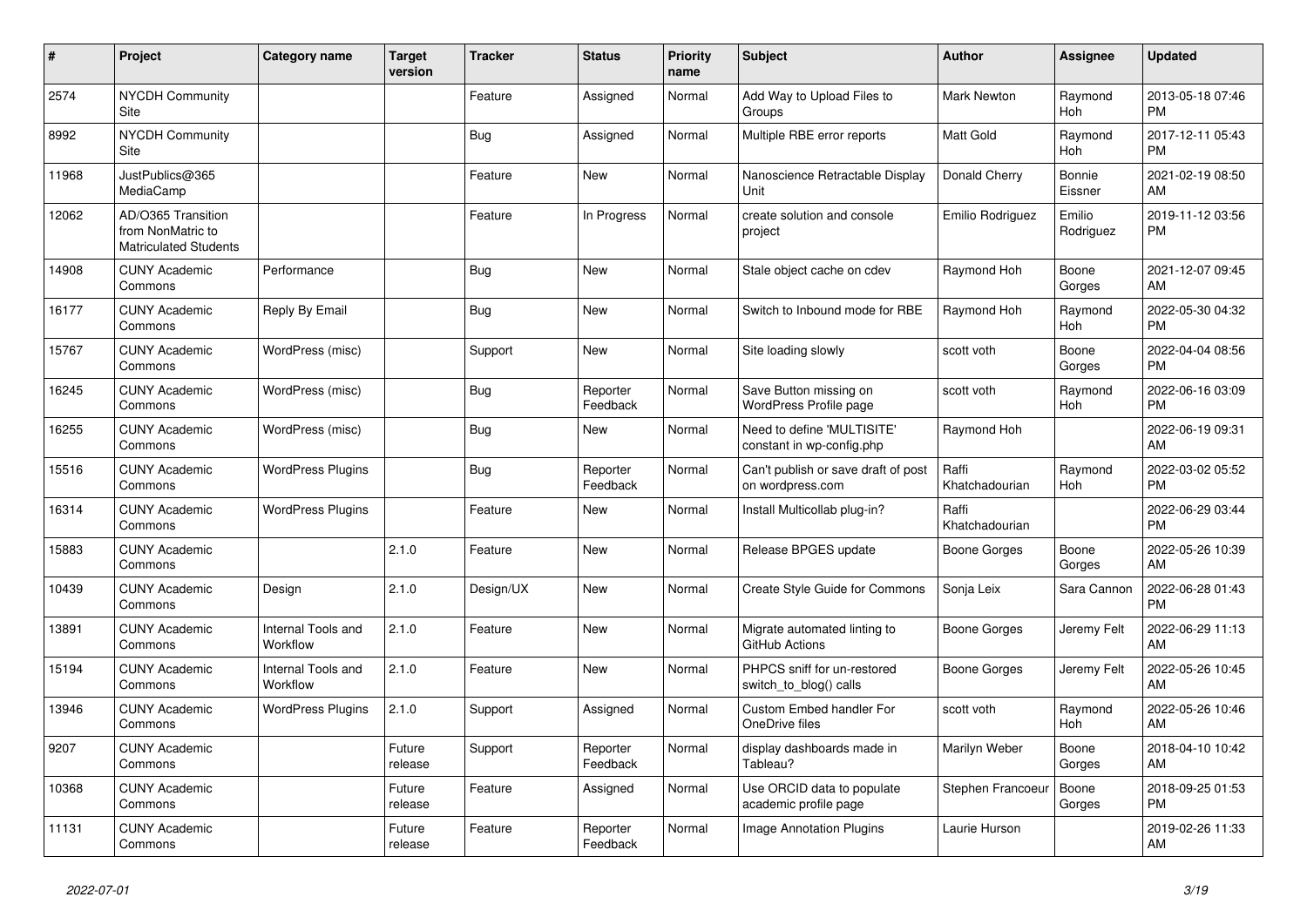| # | Project | Category name | Target version | Tracker | Status | Priority name | Subject | Author | Assignee | Updated |
|---|---|---|---|---|---|---|---|---|---|---|
| 2574 | NYCDH Community Site | | | Feature | Assigned | Normal | Add Way to Upload Files to Groups | Mark Newton | Raymond Hoh | 2013-05-18 07:46 PM |
| 8992 | NYCDH Community Site | | | Bug | Assigned | Normal | Multiple RBE error reports | Matt Gold | Raymond Hoh | 2017-12-11 05:43 PM |
| 11968 | JustPublics@365 MediaCamp | | | Feature | New | Normal | Nanoscience Retractable Display Unit | Donald Cherry | Bonnie Eissner | 2021-02-19 08:50 AM |
| 12062 | AD/O365 Transition from NonMatric to Matriculated Students | | | Feature | In Progress | Normal | create solution and console project | Emilio Rodriguez | Emilio Rodriguez | 2019-11-12 03:56 PM |
| 14908 | CUNY Academic Commons | Performance | | Bug | New | Normal | Stale object cache on cdev | Raymond Hoh | Boone Gorges | 2021-12-07 09:45 AM |
| 16177 | CUNY Academic Commons | Reply By Email | | Bug | New | Normal | Switch to Inbound mode for RBE | Raymond Hoh | Raymond Hoh | 2022-05-30 04:32 PM |
| 15767 | CUNY Academic Commons | WordPress (misc) | | Support | New | Normal | Site loading slowly | scott voth | Boone Gorges | 2022-04-04 08:56 PM |
| 16245 | CUNY Academic Commons | WordPress (misc) | | Bug | Reporter Feedback | Normal | Save Button missing on WordPress Profile page | scott voth | Raymond Hoh | 2022-06-16 03:09 PM |
| 16255 | CUNY Academic Commons | WordPress (misc) | | Bug | New | Normal | Need to define 'MULTISITE' constant in wp-config.php | Raymond Hoh | | 2022-06-19 09:31 AM |
| 15516 | CUNY Academic Commons | WordPress Plugins | | Bug | Reporter Feedback | Normal | Can't publish or save draft of post on wordpress.com | Raffi Khatchadourian | Raymond Hoh | 2022-03-02 05:52 PM |
| 16314 | CUNY Academic Commons | WordPress Plugins | | Feature | New | Normal | Install Multicollab plug-in? | Raffi Khatchadourian | | 2022-06-29 03:44 PM |
| 15883 | CUNY Academic Commons | | 2.1.0 | Feature | New | Normal | Release BPGES update | Boone Gorges | Boone Gorges | 2022-05-26 10:39 AM |
| 10439 | CUNY Academic Commons | Design | 2.1.0 | Design/UX | New | Normal | Create Style Guide for Commons | Sonja Leix | Sara Cannon | 2022-06-28 01:43 PM |
| 13891 | CUNY Academic Commons | Internal Tools and Workflow | 2.1.0 | Feature | New | Normal | Migrate automated linting to GitHub Actions | Boone Gorges | Jeremy Felt | 2022-06-29 11:13 AM |
| 15194 | CUNY Academic Commons | Internal Tools and Workflow | 2.1.0 | Feature | New | Normal | PHPCS sniff for un-restored switch_to_blog() calls | Boone Gorges | Jeremy Felt | 2022-05-26 10:45 AM |
| 13946 | CUNY Academic Commons | WordPress Plugins | 2.1.0 | Support | Assigned | Normal | Custom Embed handler For OneDrive files | scott voth | Raymond Hoh | 2022-05-26 10:46 AM |
| 9207 | CUNY Academic Commons | | Future release | Support | Reporter Feedback | Normal | display dashboards made in Tableau? | Marilyn Weber | Boone Gorges | 2018-04-10 10:42 AM |
| 10368 | CUNY Academic Commons | | Future release | Feature | Assigned | Normal | Use ORCID data to populate academic profile page | Stephen Francoeur | Boone Gorges | 2018-09-25 01:53 PM |
| 11131 | CUNY Academic Commons | | Future release | Feature | Reporter Feedback | Normal | Image Annotation Plugins | Laurie Hurson | | 2019-02-26 11:33 AM |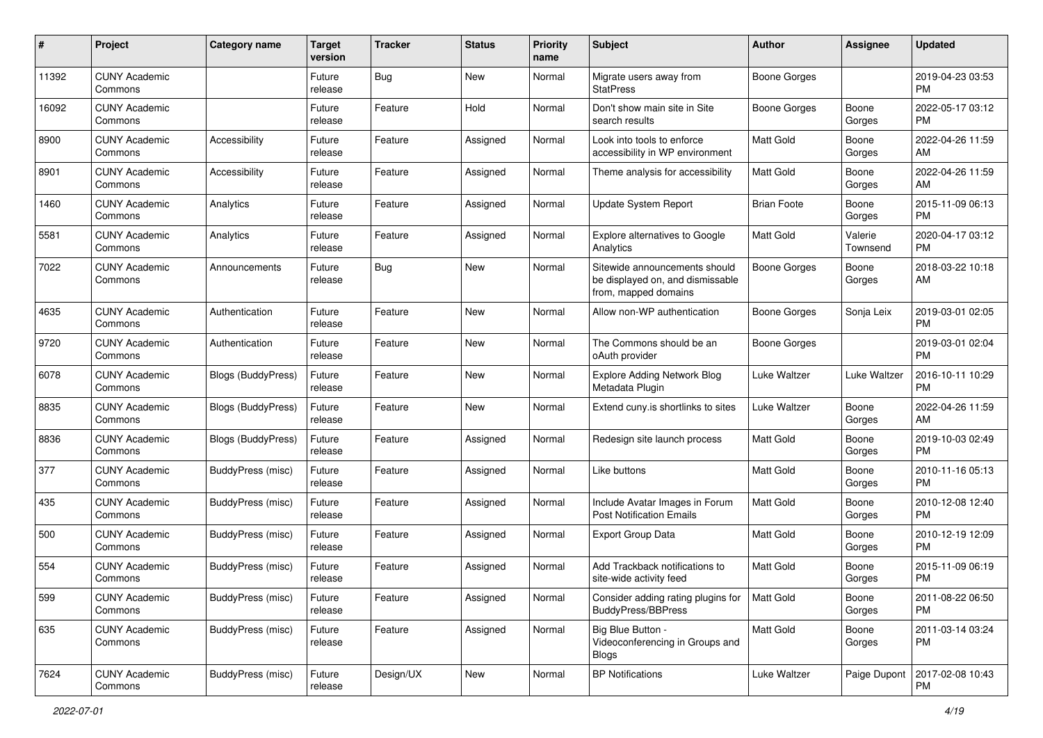| # | Project | Category name | Target version | Tracker | Status | Priority name | Subject | Author | Assignee | Updated |
|---|---|---|---|---|---|---|---|---|---|---|
| 11392 | CUNY Academic Commons | | Future release | Bug | New | Normal | Migrate users away from StatPress | Boone Gorges | | 2019-04-23 03:53 PM |
| 16092 | CUNY Academic Commons | | Future release | Feature | Hold | Normal | Don't show main site in Site search results | Boone Gorges | Boone Gorges | 2022-05-17 03:12 PM |
| 8900 | CUNY Academic Commons | Accessibility | Future release | Feature | Assigned | Normal | Look into tools to enforce accessibility in WP environment | Matt Gold | Boone Gorges | 2022-04-26 11:59 AM |
| 8901 | CUNY Academic Commons | Accessibility | Future release | Feature | Assigned | Normal | Theme analysis for accessibility | Matt Gold | Boone Gorges | 2022-04-26 11:59 AM |
| 1460 | CUNY Academic Commons | Analytics | Future release | Feature | Assigned | Normal | Update System Report | Brian Foote | Boone Gorges | 2015-11-09 06:13 PM |
| 5581 | CUNY Academic Commons | Analytics | Future release | Feature | Assigned | Normal | Explore alternatives to Google Analytics | Matt Gold | Valerie Townsend | 2020-04-17 03:12 PM |
| 7022 | CUNY Academic Commons | Announcements | Future release | Bug | New | Normal | Sitewide announcements should be displayed on, and dismissable from, mapped domains | Boone Gorges | Boone Gorges | 2018-03-22 10:18 AM |
| 4635 | CUNY Academic Commons | Authentication | Future release | Feature | New | Normal | Allow non-WP authentication | Boone Gorges | Sonja Leix | 2019-03-01 02:05 PM |
| 9720 | CUNY Academic Commons | Authentication | Future release | Feature | New | Normal | The Commons should be an oAuth provider | Boone Gorges | | 2019-03-01 02:04 PM |
| 6078 | CUNY Academic Commons | Blogs (BuddyPress) | Future release | Feature | New | Normal | Explore Adding Network Blog Metadata Plugin | Luke Waltzer | Luke Waltzer | 2016-10-11 10:29 PM |
| 8835 | CUNY Academic Commons | Blogs (BuddyPress) | Future release | Feature | New | Normal | Extend cuny.is shortlinks to sites | Luke Waltzer | Boone Gorges | 2022-04-26 11:59 AM |
| 8836 | CUNY Academic Commons | Blogs (BuddyPress) | Future release | Feature | Assigned | Normal | Redesign site launch process | Matt Gold | Boone Gorges | 2019-10-03 02:49 PM |
| 377 | CUNY Academic Commons | BuddyPress (misc) | Future release | Feature | Assigned | Normal | Like buttons | Matt Gold | Boone Gorges | 2010-11-16 05:13 PM |
| 435 | CUNY Academic Commons | BuddyPress (misc) | Future release | Feature | Assigned | Normal | Include Avatar Images in Forum Post Notification Emails | Matt Gold | Boone Gorges | 2010-12-08 12:40 PM |
| 500 | CUNY Academic Commons | BuddyPress (misc) | Future release | Feature | Assigned | Normal | Export Group Data | Matt Gold | Boone Gorges | 2010-12-19 12:09 PM |
| 554 | CUNY Academic Commons | BuddyPress (misc) | Future release | Feature | Assigned | Normal | Add Trackback notifications to site-wide activity feed | Matt Gold | Boone Gorges | 2015-11-09 06:19 PM |
| 599 | CUNY Academic Commons | BuddyPress (misc) | Future release | Feature | Assigned | Normal | Consider adding rating plugins for BuddyPress/BBPress | Matt Gold | Boone Gorges | 2011-08-22 06:50 PM |
| 635 | CUNY Academic Commons | BuddyPress (misc) | Future release | Feature | Assigned | Normal | Big Blue Button - Videoconferencing in Groups and Blogs | Matt Gold | Boone Gorges | 2011-03-14 03:24 PM |
| 7624 | CUNY Academic Commons | BuddyPress (misc) | Future release | Design/UX | New | Normal | BP Notifications | Luke Waltzer | Paige Dupont | 2017-02-08 10:43 PM |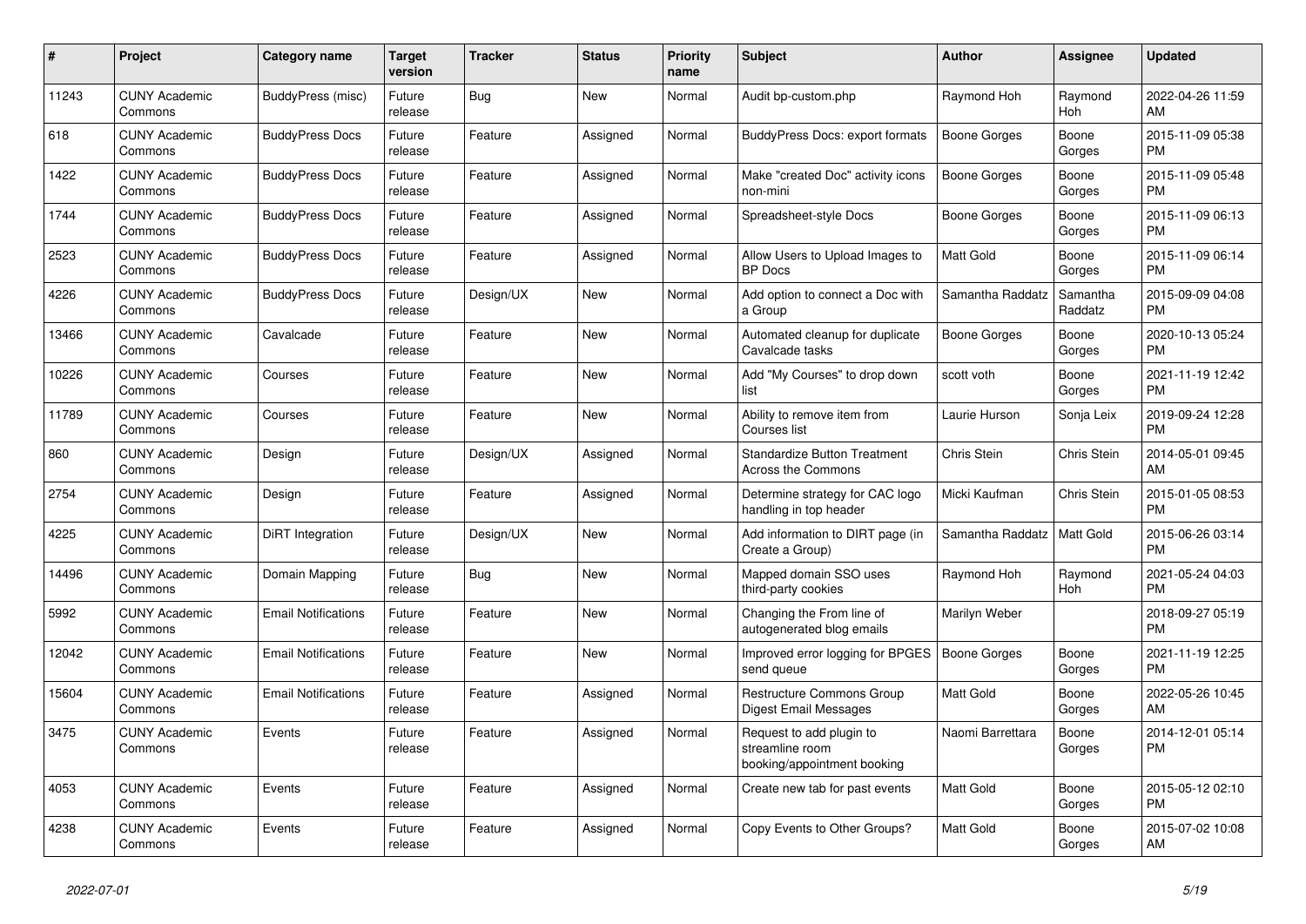| # | Project | Category name | Target version | Tracker | Status | Priority name | Subject | Author | Assignee | Updated |
|---|---|---|---|---|---|---|---|---|---|---|
| 11243 | CUNY Academic Commons | BuddyPress (misc) | Future release | Bug | New | Normal | Audit bp-custom.php | Raymond Hoh | Raymond Hoh | 2022-04-26 11:59 AM |
| 618 | CUNY Academic Commons | BuddyPress Docs | Future release | Feature | Assigned | Normal | BuddyPress Docs: export formats | Boone Gorges | Boone Gorges | 2015-11-09 05:38 PM |
| 1422 | CUNY Academic Commons | BuddyPress Docs | Future release | Feature | Assigned | Normal | Make "created Doc" activity icons non-mini | Boone Gorges | Boone Gorges | 2015-11-09 05:48 PM |
| 1744 | CUNY Academic Commons | BuddyPress Docs | Future release | Feature | Assigned | Normal | Spreadsheet-style Docs | Boone Gorges | Boone Gorges | 2015-11-09 06:13 PM |
| 2523 | CUNY Academic Commons | BuddyPress Docs | Future release | Feature | Assigned | Normal | Allow Users to Upload Images to BP Docs | Matt Gold | Boone Gorges | 2015-11-09 06:14 PM |
| 4226 | CUNY Academic Commons | BuddyPress Docs | Future release | Design/UX | New | Normal | Add option to connect a Doc with a Group | Samantha Raddatz | Samantha Raddatz | 2015-09-09 04:08 PM |
| 13466 | CUNY Academic Commons | Cavalcade | Future release | Feature | New | Normal | Automated cleanup for duplicate Cavalcade tasks | Boone Gorges | Boone Gorges | 2020-10-13 05:24 PM |
| 10226 | CUNY Academic Commons | Courses | Future release | Feature | New | Normal | Add "My Courses" to drop down list | scott voth | Boone Gorges | 2021-11-19 12:42 PM |
| 11789 | CUNY Academic Commons | Courses | Future release | Feature | New | Normal | Ability to remove item from Courses list | Laurie Hurson | Sonja Leix | 2019-09-24 12:28 PM |
| 860 | CUNY Academic Commons | Design | Future release | Design/UX | Assigned | Normal | Standardize Button Treatment Across the Commons | Chris Stein | Chris Stein | 2014-05-01 09:45 AM |
| 2754 | CUNY Academic Commons | Design | Future release | Feature | Assigned | Normal | Determine strategy for CAC logo handling in top header | Micki Kaufman | Chris Stein | 2015-01-05 08:53 PM |
| 4225 | CUNY Academic Commons | DiRT Integration | Future release | Design/UX | New | Normal | Add information to DIRT page (in Create a Group) | Samantha Raddatz | Matt Gold | 2015-06-26 03:14 PM |
| 14496 | CUNY Academic Commons | Domain Mapping | Future release | Bug | New | Normal | Mapped domain SSO uses third-party cookies | Raymond Hoh | Raymond Hoh | 2021-05-24 04:03 PM |
| 5992 | CUNY Academic Commons | Email Notifications | Future release | Feature | New | Normal | Changing the From line of autogenerated blog emails | Marilyn Weber | | 2018-09-27 05:19 PM |
| 12042 | CUNY Academic Commons | Email Notifications | Future release | Feature | New | Normal | Improved error logging for BPGES send queue | Boone Gorges | Boone Gorges | 2021-11-19 12:25 PM |
| 15604 | CUNY Academic Commons | Email Notifications | Future release | Feature | Assigned | Normal | Restructure Commons Group Digest Email Messages | Matt Gold | Boone Gorges | 2022-05-26 10:45 AM |
| 3475 | CUNY Academic Commons | Events | Future release | Feature | Assigned | Normal | Request to add plugin to streamline room booking/appointment booking | Naomi Barrettara | Boone Gorges | 2014-12-01 05:14 PM |
| 4053 | CUNY Academic Commons | Events | Future release | Feature | Assigned | Normal | Create new tab for past events | Matt Gold | Boone Gorges | 2015-05-12 02:10 PM |
| 4238 | CUNY Academic Commons | Events | Future release | Feature | Assigned | Normal | Copy Events to Other Groups? | Matt Gold | Boone Gorges | 2015-07-02 10:08 AM |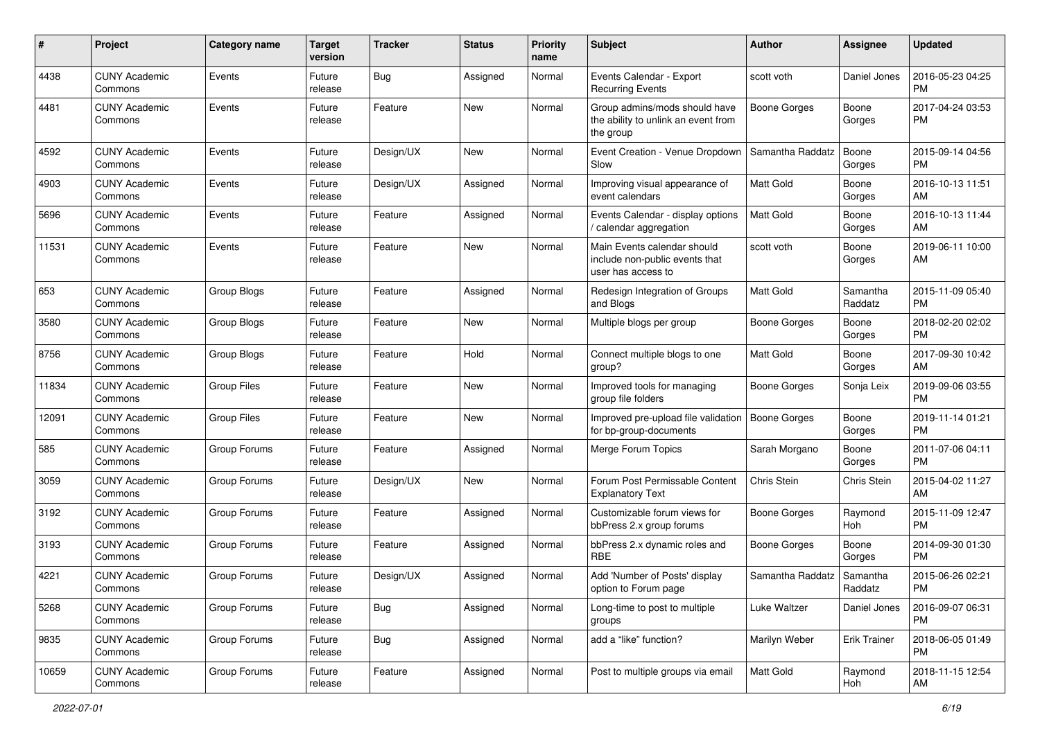| # | Project | Category name | Target version | Tracker | Status | Priority name | Subject | Author | Assignee | Updated |
|---|---|---|---|---|---|---|---|---|---|---|
| 4438 | CUNY Academic Commons | Events | Future release | Bug | Assigned | Normal | Events Calendar - Export Recurring Events | scott voth | Daniel Jones | 2016-05-23 04:25 PM |
| 4481 | CUNY Academic Commons | Events | Future release | Feature | New | Normal | Group admins/mods should have the ability to unlink an event from the group | Boone Gorges | Boone Gorges | 2017-04-24 03:53 PM |
| 4592 | CUNY Academic Commons | Events | Future release | Design/UX | New | Normal | Event Creation - Venue Dropdown Slow | Samantha Raddatz | Boone Gorges | 2015-09-14 04:56 PM |
| 4903 | CUNY Academic Commons | Events | Future release | Design/UX | Assigned | Normal | Improving visual appearance of event calendars | Matt Gold | Boone Gorges | 2016-10-13 11:51 AM |
| 5696 | CUNY Academic Commons | Events | Future release | Feature | Assigned | Normal | Events Calendar - display options / calendar aggregation | Matt Gold | Boone Gorges | 2016-10-13 11:44 AM |
| 11531 | CUNY Academic Commons | Events | Future release | Feature | New | Normal | Main Events calendar should include non-public events that user has access to | scott voth | Boone Gorges | 2019-06-11 10:00 AM |
| 653 | CUNY Academic Commons | Group Blogs | Future release | Feature | Assigned | Normal | Redesign Integration of Groups and Blogs | Matt Gold | Samantha Raddatz | 2015-11-09 05:40 PM |
| 3580 | CUNY Academic Commons | Group Blogs | Future release | Feature | New | Normal | Multiple blogs per group | Boone Gorges | Boone Gorges | 2018-02-20 02:02 PM |
| 8756 | CUNY Academic Commons | Group Blogs | Future release | Feature | Hold | Normal | Connect multiple blogs to one group? | Matt Gold | Boone Gorges | 2017-09-30 10:42 AM |
| 11834 | CUNY Academic Commons | Group Files | Future release | Feature | New | Normal | Improved tools for managing group file folders | Boone Gorges | Sonja Leix | 2019-09-06 03:55 PM |
| 12091 | CUNY Academic Commons | Group Files | Future release | Feature | New | Normal | Improved pre-upload file validation for bp-group-documents | Boone Gorges | Boone Gorges | 2019-11-14 01:21 PM |
| 585 | CUNY Academic Commons | Group Forums | Future release | Feature | Assigned | Normal | Merge Forum Topics | Sarah Morgano | Boone Gorges | 2011-07-06 04:11 PM |
| 3059 | CUNY Academic Commons | Group Forums | Future release | Design/UX | New | Normal | Forum Post Permissable Content Explanatory Text | Chris Stein | Chris Stein | 2015-04-02 11:27 AM |
| 3192 | CUNY Academic Commons | Group Forums | Future release | Feature | Assigned | Normal | Customizable forum views for bbPress 2.x group forums | Boone Gorges | Raymond Hoh | 2015-11-09 12:47 PM |
| 3193 | CUNY Academic Commons | Group Forums | Future release | Feature | Assigned | Normal | bbPress 2.x dynamic roles and RBE | Boone Gorges | Boone Gorges | 2014-09-30 01:30 PM |
| 4221 | CUNY Academic Commons | Group Forums | Future release | Design/UX | Assigned | Normal | Add 'Number of Posts' display option to Forum page | Samantha Raddatz | Samantha Raddatz | 2015-06-26 02:21 PM |
| 5268 | CUNY Academic Commons | Group Forums | Future release | Bug | Assigned | Normal | Long-time to post to multiple groups | Luke Waltzer | Daniel Jones | 2016-09-07 06:31 PM |
| 9835 | CUNY Academic Commons | Group Forums | Future release | Bug | Assigned | Normal | add a "like" function? | Marilyn Weber | Erik Trainer | 2018-06-05 01:49 PM |
| 10659 | CUNY Academic Commons | Group Forums | Future release | Feature | Assigned | Normal | Post to multiple groups via email | Matt Gold | Raymond Hoh | 2018-11-15 12:54 AM |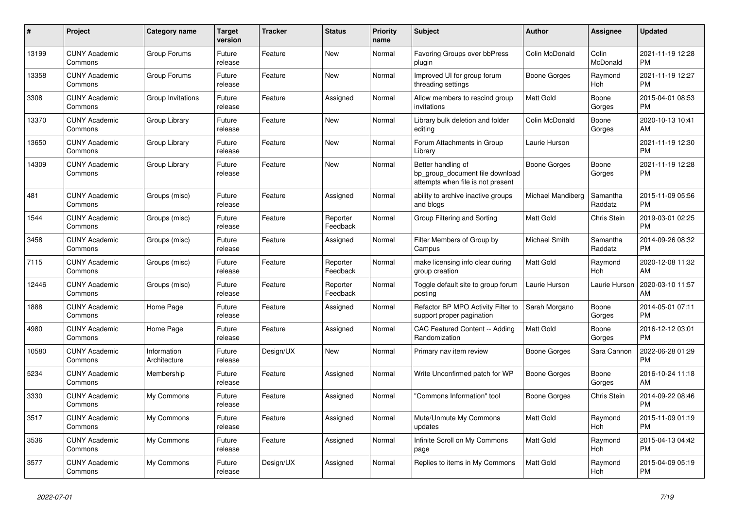| # | Project | Category name | Target version | Tracker | Status | Priority name | Subject | Author | Assignee | Updated |
|---|---|---|---|---|---|---|---|---|---|---|
| 13199 | CUNY Academic Commons | Group Forums | Future release | Feature | New | Normal | Favoring Groups over bbPress plugin | Colin McDonald | Colin McDonald | 2021-11-19 12:28 PM |
| 13358 | CUNY Academic Commons | Group Forums | Future release | Feature | New | Normal | Improved UI for group forum threading settings | Boone Gorges | Raymond Hoh | 2021-11-19 12:27 PM |
| 3308 | CUNY Academic Commons | Group Invitations | Future release | Feature | Assigned | Normal | Allow members to rescind group invitations | Matt Gold | Boone Gorges | 2015-04-01 08:53 PM |
| 13370 | CUNY Academic Commons | Group Library | Future release | Feature | New | Normal | Library bulk deletion and folder editing | Colin McDonald | Boone Gorges | 2020-10-13 10:41 AM |
| 13650 | CUNY Academic Commons | Group Library | Future release | Feature | New | Normal | Forum Attachments in Group Library | Laurie Hurson | | 2021-11-19 12:30 PM |
| 14309 | CUNY Academic Commons | Group Library | Future release | Feature | New | Normal | Better handling of bp_group_document file download attempts when file is not present | Boone Gorges | Boone Gorges | 2021-11-19 12:28 PM |
| 481 | CUNY Academic Commons | Groups (misc) | Future release | Feature | Assigned | Normal | ability to archive inactive groups and blogs | Michael Mandiberg | Samantha Raddatz | 2015-11-09 05:56 PM |
| 1544 | CUNY Academic Commons | Groups (misc) | Future release | Feature | Reporter Feedback | Normal | Group Filtering and Sorting | Matt Gold | Chris Stein | 2019-03-01 02:25 PM |
| 3458 | CUNY Academic Commons | Groups (misc) | Future release | Feature | Assigned | Normal | Filter Members of Group by Campus | Michael Smith | Samantha Raddatz | 2014-09-26 08:32 PM |
| 7115 | CUNY Academic Commons | Groups (misc) | Future release | Feature | Reporter Feedback | Normal | make licensing info clear during group creation | Matt Gold | Raymond Hoh | 2020-12-08 11:32 AM |
| 12446 | CUNY Academic Commons | Groups (misc) | Future release | Feature | Reporter Feedback | Normal | Toggle default site to group forum posting | Laurie Hurson | Laurie Hurson | 2020-03-10 11:57 AM |
| 1888 | CUNY Academic Commons | Home Page | Future release | Feature | Assigned | Normal | Refactor BP MPO Activity Filter to support proper pagination | Sarah Morgano | Boone Gorges | 2014-05-01 07:11 PM |
| 4980 | CUNY Academic Commons | Home Page | Future release | Feature | Assigned | Normal | CAC Featured Content -- Adding Randomization | Matt Gold | Boone Gorges | 2016-12-12 03:01 PM |
| 10580 | CUNY Academic Commons | Information Architecture | Future release | Design/UX | New | Normal | Primary nav item review | Boone Gorges | Sara Cannon | 2022-06-28 01:29 PM |
| 5234 | CUNY Academic Commons | Membership | Future release | Feature | Assigned | Normal | Write Unconfirmed patch for WP | Boone Gorges | Boone Gorges | 2016-10-24 11:18 AM |
| 3330 | CUNY Academic Commons | My Commons | Future release | Feature | Assigned | Normal | "Commons Information" tool | Boone Gorges | Chris Stein | 2014-09-22 08:46 PM |
| 3517 | CUNY Academic Commons | My Commons | Future release | Feature | Assigned | Normal | Mute/Unmute My Commons updates | Matt Gold | Raymond Hoh | 2015-11-09 01:19 PM |
| 3536 | CUNY Academic Commons | My Commons | Future release | Feature | Assigned | Normal | Infinite Scroll on My Commons page | Matt Gold | Raymond Hoh | 2015-04-13 04:42 PM |
| 3577 | CUNY Academic Commons | My Commons | Future release | Design/UX | Assigned | Normal | Replies to items in My Commons | Matt Gold | Raymond Hoh | 2015-04-09 05:19 PM |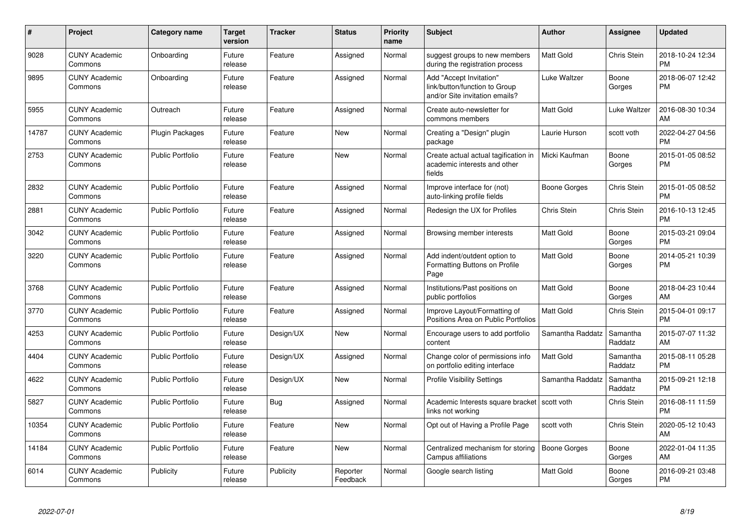| # | Project | Category name | Target version | Tracker | Status | Priority name | Subject | Author | Assignee | Updated |
|---|---|---|---|---|---|---|---|---|---|---|
| 9028 | CUNY Academic Commons | Onboarding | Future release | Feature | Assigned | Normal | suggest groups to new members during the registration process | Matt Gold | Chris Stein | 2018-10-24 12:34 PM |
| 9895 | CUNY Academic Commons | Onboarding | Future release | Feature | Assigned | Normal | Add "Accept Invitation" link/button/function to Group and/or Site invitation emails? | Luke Waltzer | Boone Gorges | 2018-06-07 12:42 PM |
| 5955 | CUNY Academic Commons | Outreach | Future release | Feature | Assigned | Normal | Create auto-newsletter for commons members | Matt Gold | Luke Waltzer | 2016-08-30 10:34 AM |
| 14787 | CUNY Academic Commons | Plugin Packages | Future release | Feature | New | Normal | Creating a "Design" plugin package | Laurie Hurson | scott voth | 2022-04-27 04:56 PM |
| 2753 | CUNY Academic Commons | Public Portfolio | Future release | Feature | New | Normal | Create actual actual tagification in academic interests and other fields | Micki Kaufman | Boone Gorges | 2015-01-05 08:52 PM |
| 2832 | CUNY Academic Commons | Public Portfolio | Future release | Feature | Assigned | Normal | Improve interface for (not) auto-linking profile fields | Boone Gorges | Chris Stein | 2015-01-05 08:52 PM |
| 2881 | CUNY Academic Commons | Public Portfolio | Future release | Feature | Assigned | Normal | Redesign the UX for Profiles | Chris Stein | Chris Stein | 2016-10-13 12:45 PM |
| 3042 | CUNY Academic Commons | Public Portfolio | Future release | Feature | Assigned | Normal | Browsing member interests | Matt Gold | Boone Gorges | 2015-03-21 09:04 PM |
| 3220 | CUNY Academic Commons | Public Portfolio | Future release | Feature | Assigned | Normal | Add indent/outdent option to Formatting Buttons on Profile Page | Matt Gold | Boone Gorges | 2014-05-21 10:39 PM |
| 3768 | CUNY Academic Commons | Public Portfolio | Future release | Feature | Assigned | Normal | Institutions/Past positions on public portfolios | Matt Gold | Boone Gorges | 2018-04-23 10:44 AM |
| 3770 | CUNY Academic Commons | Public Portfolio | Future release | Feature | Assigned | Normal | Improve Layout/Formatting of Positions Area on Public Portfolios | Matt Gold | Chris Stein | 2015-04-01 09:17 PM |
| 4253 | CUNY Academic Commons | Public Portfolio | Future release | Design/UX | New | Normal | Encourage users to add portfolio content | Samantha Raddatz | Samantha Raddatz | 2015-07-07 11:32 AM |
| 4404 | CUNY Academic Commons | Public Portfolio | Future release | Design/UX | Assigned | Normal | Change color of permissions info on portfolio editing interface | Matt Gold | Samantha Raddatz | 2015-08-11 05:28 PM |
| 4622 | CUNY Academic Commons | Public Portfolio | Future release | Design/UX | New | Normal | Profile Visibility Settings | Samantha Raddatz | Samantha Raddatz | 2015-09-21 12:18 PM |
| 5827 | CUNY Academic Commons | Public Portfolio | Future release | Bug | Assigned | Normal | Academic Interests square bracket links not working | scott voth | Chris Stein | 2016-08-11 11:59 PM |
| 10354 | CUNY Academic Commons | Public Portfolio | Future release | Feature | New | Normal | Opt out of Having a Profile Page | scott voth | Chris Stein | 2020-05-12 10:43 AM |
| 14184 | CUNY Academic Commons | Public Portfolio | Future release | Feature | New | Normal | Centralized mechanism for storing Campus affiliations | Boone Gorges | Boone Gorges | 2022-01-04 11:35 AM |
| 6014 | CUNY Academic Commons | Publicity | Future release | Publicity | Reporter Feedback | Normal | Google search listing | Matt Gold | Boone Gorges | 2016-09-21 03:48 PM |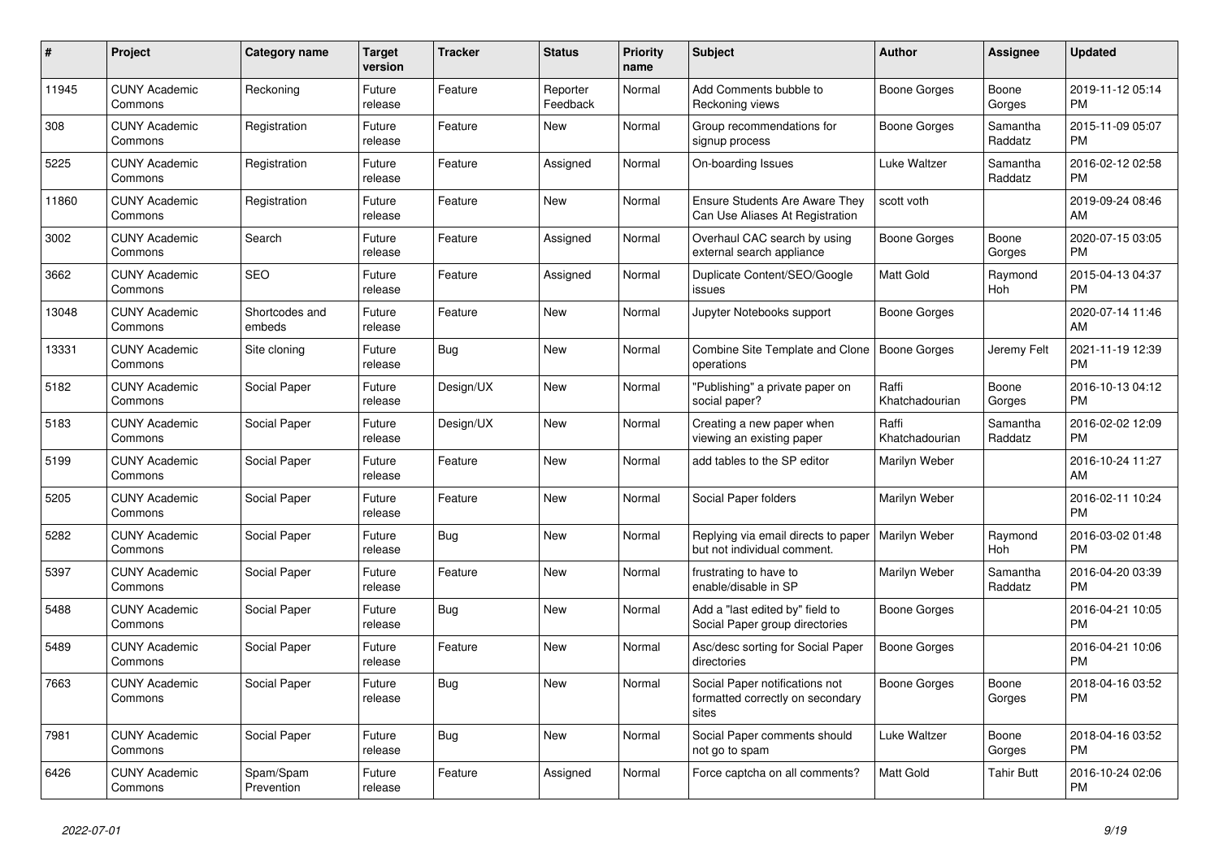| # | Project | Category name | Target version | Tracker | Status | Priority name | Subject | Author | Assignee | Updated |
|---|---|---|---|---|---|---|---|---|---|---|
| 11945 | CUNY Academic Commons | Reckoning | Future release | Feature | Reporter Feedback | Normal | Add Comments bubble to Reckoning views | Boone Gorges | Boone Gorges | 2019-11-12 05:14 PM |
| 308 | CUNY Academic Commons | Registration | Future release | Feature | New | Normal | Group recommendations for signup process | Boone Gorges | Samantha Raddatz | 2015-11-09 05:07 PM |
| 5225 | CUNY Academic Commons | Registration | Future release | Feature | Assigned | Normal | On-boarding Issues | Luke Waltzer | Samantha Raddatz | 2016-02-12 02:58 PM |
| 11860 | CUNY Academic Commons | Registration | Future release | Feature | New | Normal | Ensure Students Are Aware They Can Use Aliases At Registration | scott voth | | 2019-09-24 08:46 AM |
| 3002 | CUNY Academic Commons | Search | Future release | Feature | Assigned | Normal | Overhaul CAC search by using external search appliance | Boone Gorges | Boone Gorges | 2020-07-15 03:05 PM |
| 3662 | CUNY Academic Commons | SEO | Future release | Feature | Assigned | Normal | Duplicate Content/SEO/Google issues | Matt Gold | Raymond Hoh | 2015-04-13 04:37 PM |
| 13048 | CUNY Academic Commons | Shortcodes and embeds | Future release | Feature | New | Normal | Jupyter Notebooks support | Boone Gorges | | 2020-07-14 11:46 AM |
| 13331 | CUNY Academic Commons | Site cloning | Future release | Bug | New | Normal | Combine Site Template and Clone operations | Boone Gorges | Jeremy Felt | 2021-11-19 12:39 PM |
| 5182 | CUNY Academic Commons | Social Paper | Future release | Design/UX | New | Normal | "Publishing" a private paper on social paper? | Raffi Khatchadourian | Boone Gorges | 2016-10-13 04:12 PM |
| 5183 | CUNY Academic Commons | Social Paper | Future release | Design/UX | New | Normal | Creating a new paper when viewing an existing paper | Raffi Khatchadourian | Samantha Raddatz | 2016-02-02 12:09 PM |
| 5199 | CUNY Academic Commons | Social Paper | Future release | Feature | New | Normal | add tables to the SP editor | Marilyn Weber | | 2016-10-24 11:27 AM |
| 5205 | CUNY Academic Commons | Social Paper | Future release | Feature | New | Normal | Social Paper folders | Marilyn Weber | | 2016-02-11 10:24 PM |
| 5282 | CUNY Academic Commons | Social Paper | Future release | Bug | New | Normal | Replying via email directs to paper but not individual comment. | Marilyn Weber | Raymond Hoh | 2016-03-02 01:48 PM |
| 5397 | CUNY Academic Commons | Social Paper | Future release | Feature | New | Normal | frustrating to have to enable/disable in SP | Marilyn Weber | Samantha Raddatz | 2016-04-20 03:39 PM |
| 5488 | CUNY Academic Commons | Social Paper | Future release | Bug | New | Normal | Add a "last edited by" field to Social Paper group directories | Boone Gorges | | 2016-04-21 10:05 PM |
| 5489 | CUNY Academic Commons | Social Paper | Future release | Feature | New | Normal | Asc/desc sorting for Social Paper directories | Boone Gorges | | 2016-04-21 10:06 PM |
| 7663 | CUNY Academic Commons | Social Paper | Future release | Bug | New | Normal | Social Paper notifications not formatted correctly on secondary sites | Boone Gorges | Boone Gorges | 2018-04-16 03:52 PM |
| 7981 | CUNY Academic Commons | Social Paper | Future release | Bug | New | Normal | Social Paper comments should not go to spam | Luke Waltzer | Boone Gorges | 2018-04-16 03:52 PM |
| 6426 | CUNY Academic Commons | Spam/Spam Prevention | Future release | Feature | Assigned | Normal | Force captcha on all comments? | Matt Gold | Tahir Butt | 2016-10-24 02:06 PM |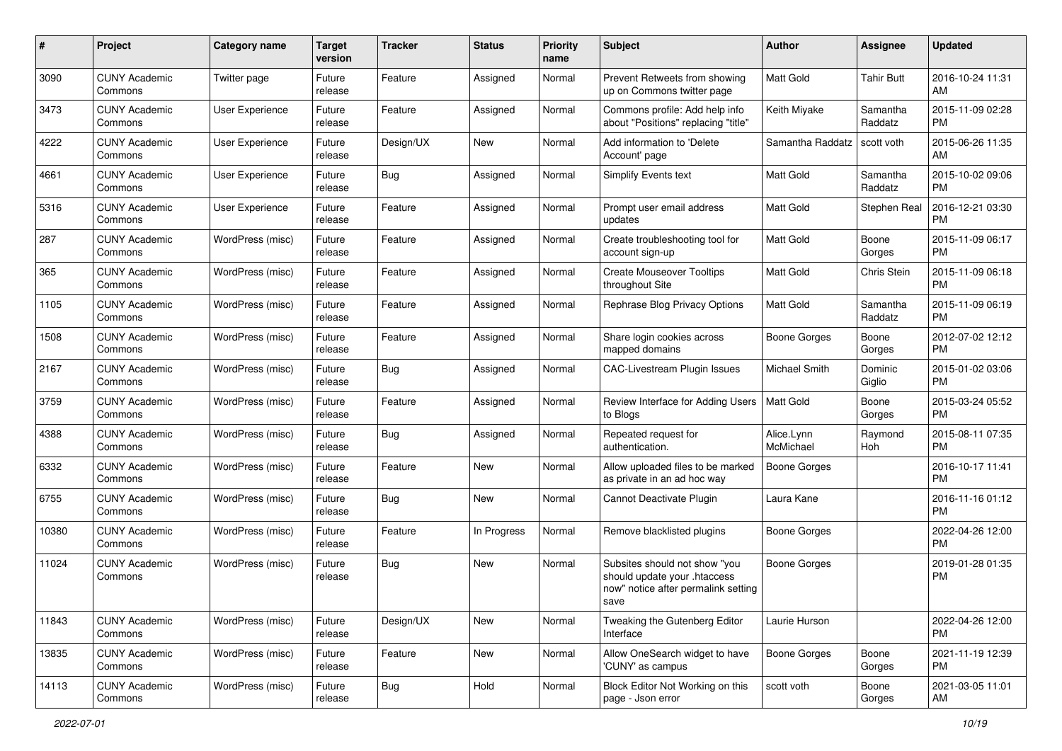| # | Project | Category name | Target version | Tracker | Status | Priority name | Subject | Author | Assignee | Updated |
|---|---|---|---|---|---|---|---|---|---|---|
| 3090 | CUNY Academic Commons | Twitter page | Future release | Feature | Assigned | Normal | Prevent Retweets from showing up on Commons twitter page | Matt Gold | Tahir Butt | 2016-10-24 11:31 AM |
| 3473 | CUNY Academic Commons | User Experience | Future release | Feature | Assigned | Normal | Commons profile: Add help info about "Positions" replacing "title" | Keith Miyake | Samantha Raddatz | 2015-11-09 02:28 PM |
| 4222 | CUNY Academic Commons | User Experience | Future release | Design/UX | New | Normal | Add information to 'Delete Account' page | Samantha Raddatz | scott voth | 2015-06-26 11:35 AM |
| 4661 | CUNY Academic Commons | User Experience | Future release | Bug | Assigned | Normal | Simplify Events text | Matt Gold | Samantha Raddatz | 2015-10-02 09:06 PM |
| 5316 | CUNY Academic Commons | User Experience | Future release | Feature | Assigned | Normal | Prompt user email address updates | Matt Gold | Stephen Real | 2016-12-21 03:30 PM |
| 287 | CUNY Academic Commons | WordPress (misc) | Future release | Feature | Assigned | Normal | Create troubleshooting tool for account sign-up | Matt Gold | Boone Gorges | 2015-11-09 06:17 PM |
| 365 | CUNY Academic Commons | WordPress (misc) | Future release | Feature | Assigned | Normal | Create Mouseover Tooltips throughout Site | Matt Gold | Chris Stein | 2015-11-09 06:18 PM |
| 1105 | CUNY Academic Commons | WordPress (misc) | Future release | Feature | Assigned | Normal | Rephrase Blog Privacy Options | Matt Gold | Samantha Raddatz | 2015-11-09 06:19 PM |
| 1508 | CUNY Academic Commons | WordPress (misc) | Future release | Feature | Assigned | Normal | Share login cookies across mapped domains | Boone Gorges | Boone Gorges | 2012-07-02 12:12 PM |
| 2167 | CUNY Academic Commons | WordPress (misc) | Future release | Bug | Assigned | Normal | CAC-Livestream Plugin Issues | Michael Smith | Dominic Giglio | 2015-01-02 03:06 PM |
| 3759 | CUNY Academic Commons | WordPress (misc) | Future release | Feature | Assigned | Normal | Review Interface for Adding Users to Blogs | Matt Gold | Boone Gorges | 2015-03-24 05:52 PM |
| 4388 | CUNY Academic Commons | WordPress (misc) | Future release | Bug | Assigned | Normal | Repeated request for authentication. | Alice.Lynn McMichael | Raymond Hoh | 2015-08-11 07:35 PM |
| 6332 | CUNY Academic Commons | WordPress (misc) | Future release | Feature | New | Normal | Allow uploaded files to be marked as private in an ad hoc way | Boone Gorges | | 2016-10-17 11:41 PM |
| 6755 | CUNY Academic Commons | WordPress (misc) | Future release | Bug | New | Normal | Cannot Deactivate Plugin | Laura Kane | | 2016-11-16 01:12 PM |
| 10380 | CUNY Academic Commons | WordPress (misc) | Future release | Feature | In Progress | Normal | Remove blacklisted plugins | Boone Gorges | | 2022-04-26 12:00 PM |
| 11024 | CUNY Academic Commons | WordPress (misc) | Future release | Bug | New | Normal | Subsites should not show "you should update your .htaccess now" notice after permalink setting save | Boone Gorges | | 2019-01-28 01:35 PM |
| 11843 | CUNY Academic Commons | WordPress (misc) | Future release | Design/UX | New | Normal | Tweaking the Gutenberg Editor Interface | Laurie Hurson | | 2022-04-26 12:00 PM |
| 13835 | CUNY Academic Commons | WordPress (misc) | Future release | Feature | New | Normal | Allow OneSearch widget to have 'CUNY' as campus | Boone Gorges | Boone Gorges | 2021-11-19 12:39 PM |
| 14113 | CUNY Academic Commons | WordPress (misc) | Future release | Bug | Hold | Normal | Block Editor Not Working on this page - Json error | scott voth | Boone Gorges | 2021-03-05 11:01 AM |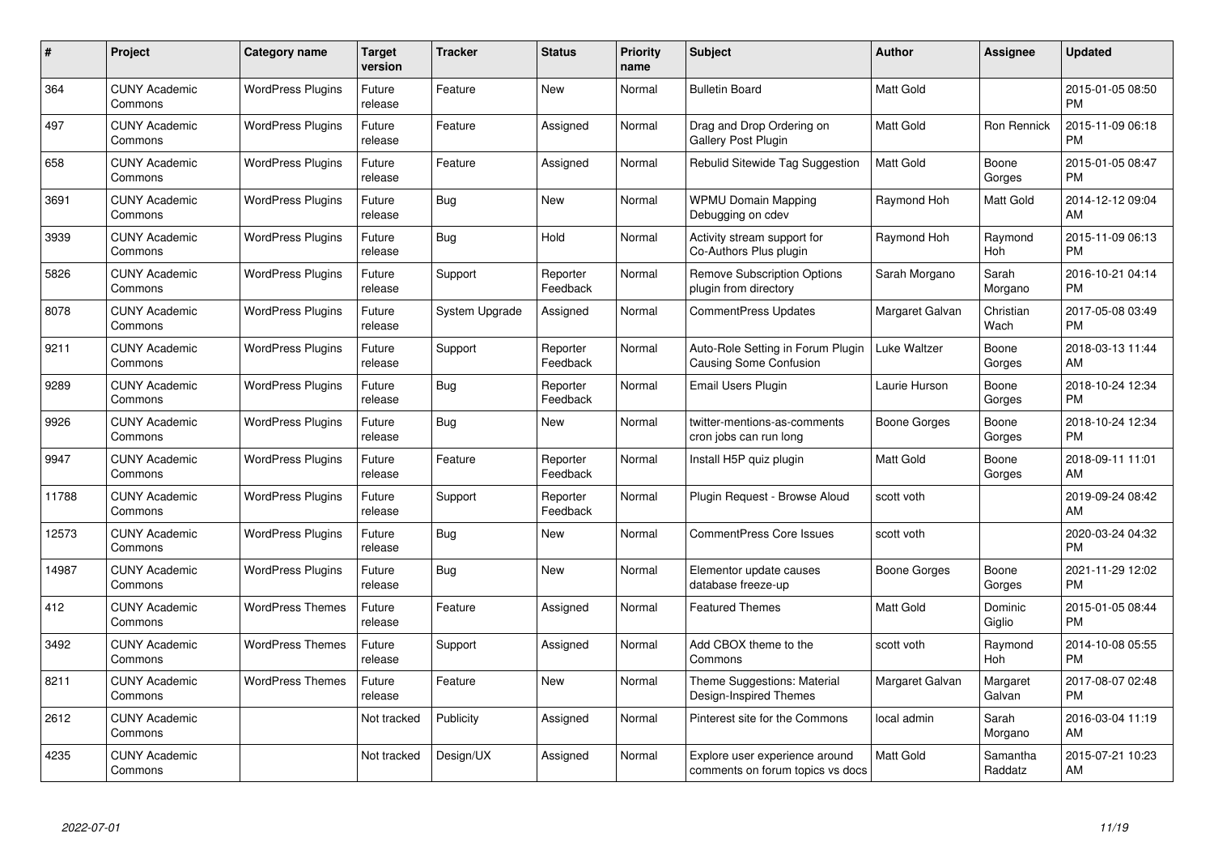| # | Project | Category name | Target version | Tracker | Status | Priority name | Subject | Author | Assignee | Updated |
|---|---|---|---|---|---|---|---|---|---|---|
| 364 | CUNY Academic Commons | WordPress Plugins | Future release | Feature | New | Normal | Bulletin Board | Matt Gold | | 2015-01-05 08:50 PM |
| 497 | CUNY Academic Commons | WordPress Plugins | Future release | Feature | Assigned | Normal | Drag and Drop Ordering on Gallery Post Plugin | Matt Gold | Ron Rennick | 2015-11-09 06:18 PM |
| 658 | CUNY Academic Commons | WordPress Plugins | Future release | Feature | Assigned | Normal | Rebulid Sitewide Tag Suggestion | Matt Gold | Boone Gorges | 2015-01-05 08:47 PM |
| 3691 | CUNY Academic Commons | WordPress Plugins | Future release | Bug | New | Normal | WPMU Domain Mapping Debugging on cdev | Raymond Hoh | Matt Gold | 2014-12-12 09:04 AM |
| 3939 | CUNY Academic Commons | WordPress Plugins | Future release | Bug | Hold | Normal | Activity stream support for Co-Authors Plus plugin | Raymond Hoh | Raymond Hoh | 2015-11-09 06:13 PM |
| 5826 | CUNY Academic Commons | WordPress Plugins | Future release | Support | Reporter Feedback | Normal | Remove Subscription Options plugin from directory | Sarah Morgano | Sarah Morgano | 2016-10-21 04:14 PM |
| 8078 | CUNY Academic Commons | WordPress Plugins | Future release | System Upgrade | Assigned | Normal | CommentPress Updates | Margaret Galvan | Christian Wach | 2017-05-08 03:49 PM |
| 9211 | CUNY Academic Commons | WordPress Plugins | Future release | Support | Reporter Feedback | Normal | Auto-Role Setting in Forum Plugin Causing Some Confusion | Luke Waltzer | Boone Gorges | 2018-03-13 11:44 AM |
| 9289 | CUNY Academic Commons | WordPress Plugins | Future release | Bug | Reporter Feedback | Normal | Email Users Plugin | Laurie Hurson | Boone Gorges | 2018-10-24 12:34 PM |
| 9926 | CUNY Academic Commons | WordPress Plugins | Future release | Bug | New | Normal | twitter-mentions-as-comments cron jobs can run long | Boone Gorges | Boone Gorges | 2018-10-24 12:34 PM |
| 9947 | CUNY Academic Commons | WordPress Plugins | Future release | Feature | Reporter Feedback | Normal | Install H5P quiz plugin | Matt Gold | Boone Gorges | 2018-09-11 11:01 AM |
| 11788 | CUNY Academic Commons | WordPress Plugins | Future release | Support | Reporter Feedback | Normal | Plugin Request - Browse Aloud | scott voth | | 2019-09-24 08:42 AM |
| 12573 | CUNY Academic Commons | WordPress Plugins | Future release | Bug | New | Normal | CommentPress Core Issues | scott voth | | 2020-03-24 04:32 PM |
| 14987 | CUNY Academic Commons | WordPress Plugins | Future release | Bug | New | Normal | Elementor update causes database freeze-up | Boone Gorges | Boone Gorges | 2021-11-29 12:02 PM |
| 412 | CUNY Academic Commons | WordPress Themes | Future release | Feature | Assigned | Normal | Featured Themes | Matt Gold | Dominic Giglio | 2015-01-05 08:44 PM |
| 3492 | CUNY Academic Commons | WordPress Themes | Future release | Support | Assigned | Normal | Add CBOX theme to the Commons | scott voth | Raymond Hoh | 2014-10-08 05:55 PM |
| 8211 | CUNY Academic Commons | WordPress Themes | Future release | Feature | New | Normal | Theme Suggestions: Material Design-Inspired Themes | Margaret Galvan | Margaret Galvan | 2017-08-07 02:48 PM |
| 2612 | CUNY Academic Commons | | Not tracked | Publicity | Assigned | Normal | Pinterest site for the Commons | local admin | Sarah Morgano | 2016-03-04 11:19 AM |
| 4235 | CUNY Academic Commons | | Not tracked | Design/UX | Assigned | Normal | Explore user experience around comments on forum topics vs docs | Matt Gold | Samantha Raddatz | 2015-07-21 10:23 AM |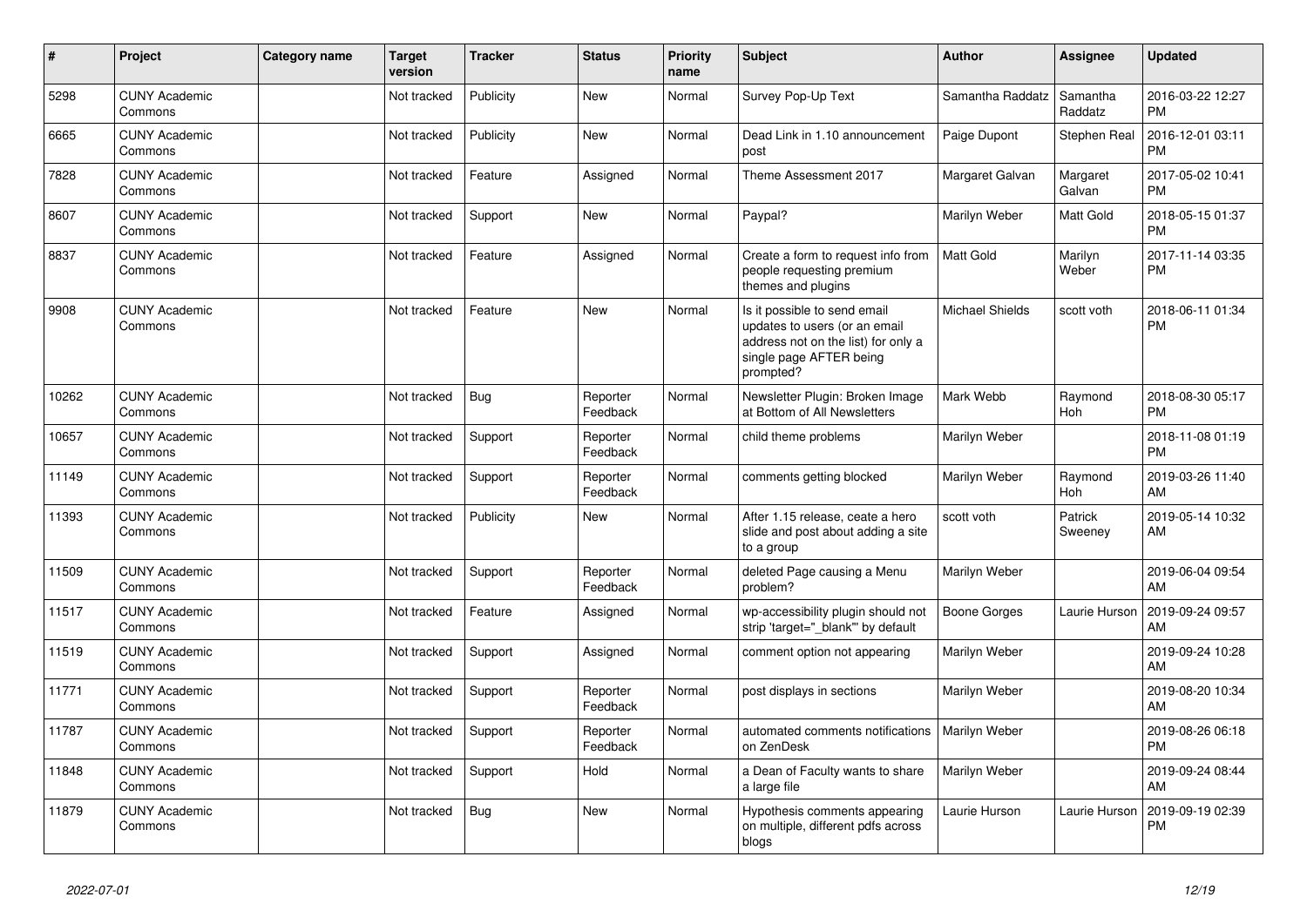| # | Project | Category name | Target version | Tracker | Status | Priority name | Subject | Author | Assignee | Updated |
|---|---|---|---|---|---|---|---|---|---|---|
| 5298 | CUNY Academic Commons | | Not tracked | Publicity | New | Normal | Survey Pop-Up Text | Samantha Raddatz | Samantha Raddatz | 2016-03-22 12:27 PM |
| 6665 | CUNY Academic Commons | | Not tracked | Publicity | New | Normal | Dead Link in 1.10 announcement post | Paige Dupont | Stephen Real | 2016-12-01 03:11 PM |
| 7828 | CUNY Academic Commons | | Not tracked | Feature | Assigned | Normal | Theme Assessment 2017 | Margaret Galvan | Margaret Galvan | 2017-05-02 10:41 PM |
| 8607 | CUNY Academic Commons | | Not tracked | Support | New | Normal | Paypal? | Marilyn Weber | Matt Gold | 2018-05-15 01:37 PM |
| 8837 | CUNY Academic Commons | | Not tracked | Feature | Assigned | Normal | Create a form to request info from people requesting premium themes and plugins | Matt Gold | Marilyn Weber | 2017-11-14 03:35 PM |
| 9908 | CUNY Academic Commons | | Not tracked | Feature | New | Normal | Is it possible to send email updates to users (or an email address not on the list) for only a single page AFTER being prompted? | Michael Shields | scott voth | 2018-06-11 01:34 PM |
| 10262 | CUNY Academic Commons | | Not tracked | Bug | Reporter Feedback | Normal | Newsletter Plugin: Broken Image at Bottom of All Newsletters | Mark Webb | Raymond Hoh | 2018-08-30 05:17 PM |
| 10657 | CUNY Academic Commons | | Not tracked | Support | Reporter Feedback | Normal | child theme problems | Marilyn Weber | | 2018-11-08 01:19 PM |
| 11149 | CUNY Academic Commons | | Not tracked | Support | Reporter Feedback | Normal | comments getting blocked | Marilyn Weber | Raymond Hoh | 2019-03-26 11:40 AM |
| 11393 | CUNY Academic Commons | | Not tracked | Publicity | New | Normal | After 1.15 release, ceate a hero slide and post about adding a site to a group | scott voth | Patrick Sweeney | 2019-05-14 10:32 AM |
| 11509 | CUNY Academic Commons | | Not tracked | Support | Reporter Feedback | Normal | deleted Page causing a Menu problem? | Marilyn Weber | | 2019-06-04 09:54 AM |
| 11517 | CUNY Academic Commons | | Not tracked | Feature | Assigned | Normal | wp-accessibility plugin should not strip 'target="_blank"' by default | Boone Gorges | Laurie Hurson | 2019-09-24 09:57 AM |
| 11519 | CUNY Academic Commons | | Not tracked | Support | Assigned | Normal | comment option not appearing | Marilyn Weber | | 2019-09-24 10:28 AM |
| 11771 | CUNY Academic Commons | | Not tracked | Support | Reporter Feedback | Normal | post displays in sections | Marilyn Weber | | 2019-08-20 10:34 AM |
| 11787 | CUNY Academic Commons | | Not tracked | Support | Reporter Feedback | Normal | automated comments notifications on ZenDesk | Marilyn Weber | | 2019-08-26 06:18 PM |
| 11848 | CUNY Academic Commons | | Not tracked | Support | Hold | Normal | a Dean of Faculty wants to share a large file | Marilyn Weber | | 2019-09-24 08:44 AM |
| 11879 | CUNY Academic Commons | | Not tracked | Bug | New | Normal | Hypothesis comments appearing on multiple, different pdfs across blogs | Laurie Hurson | Laurie Hurson | 2019-09-19 02:39 PM |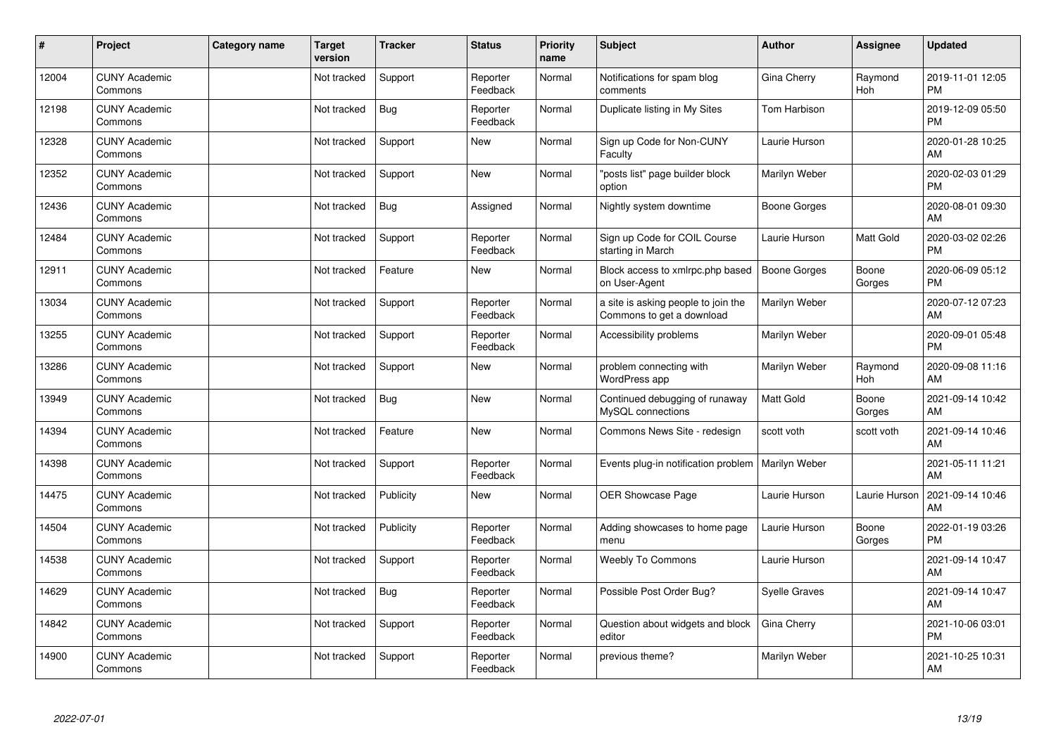| # | Project | Category name | Target version | Tracker | Status | Priority name | Subject | Author | Assignee | Updated |
|---|---|---|---|---|---|---|---|---|---|---|
| 12004 | CUNY Academic Commons | | Not tracked | Support | Reporter Feedback | Normal | Notifications for spam blog comments | Gina Cherry | Raymond Hoh | 2019-11-01 12:05 PM |
| 12198 | CUNY Academic Commons | | Not tracked | Bug | Reporter Feedback | Normal | Duplicate listing in My Sites | Tom Harbison | | 2019-12-09 05:50 PM |
| 12328 | CUNY Academic Commons | | Not tracked | Support | New | Normal | Sign up Code for Non-CUNY Faculty | Laurie Hurson | | 2020-01-28 10:25 AM |
| 12352 | CUNY Academic Commons | | Not tracked | Support | New | Normal | "posts list" page builder block option | Marilyn Weber | | 2020-02-03 01:29 PM |
| 12436 | CUNY Academic Commons | | Not tracked | Bug | Assigned | Normal | Nightly system downtime | Boone Gorges | | 2020-08-01 09:30 AM |
| 12484 | CUNY Academic Commons | | Not tracked | Support | Reporter Feedback | Normal | Sign up Code for COIL Course starting in March | Laurie Hurson | Matt Gold | 2020-03-02 02:26 PM |
| 12911 | CUNY Academic Commons | | Not tracked | Feature | New | Normal | Block access to xmlrpc.php based on User-Agent | Boone Gorges | Boone Gorges | 2020-06-09 05:12 PM |
| 13034 | CUNY Academic Commons | | Not tracked | Support | Reporter Feedback | Normal | a site is asking people to join the Commons to get a download | Marilyn Weber | | 2020-07-12 07:23 AM |
| 13255 | CUNY Academic Commons | | Not tracked | Support | Reporter Feedback | Normal | Accessibility problems | Marilyn Weber | | 2020-09-01 05:48 PM |
| 13286 | CUNY Academic Commons | | Not tracked | Support | New | Normal | problem connecting with WordPress app | Marilyn Weber | Raymond Hoh | 2020-09-08 11:16 AM |
| 13949 | CUNY Academic Commons | | Not tracked | Bug | New | Normal | Continued debugging of runaway MySQL connections | Matt Gold | Boone Gorges | 2021-09-14 10:42 AM |
| 14394 | CUNY Academic Commons | | Not tracked | Feature | New | Normal | Commons News Site - redesign | scott voth | scott voth | 2021-09-14 10:46 AM |
| 14398 | CUNY Academic Commons | | Not tracked | Support | Reporter Feedback | Normal | Events plug-in notification problem | Marilyn Weber | | 2021-05-11 11:21 AM |
| 14475 | CUNY Academic Commons | | Not tracked | Publicity | New | Normal | OER Showcase Page | Laurie Hurson | Laurie Hurson | 2021-09-14 10:46 AM |
| 14504 | CUNY Academic Commons | | Not tracked | Publicity | Reporter Feedback | Normal | Adding showcases to home page menu | Laurie Hurson | Boone Gorges | 2022-01-19 03:26 PM |
| 14538 | CUNY Academic Commons | | Not tracked | Support | Reporter Feedback | Normal | Weebly To Commons | Laurie Hurson | | 2021-09-14 10:47 AM |
| 14629 | CUNY Academic Commons | | Not tracked | Bug | Reporter Feedback | Normal | Possible Post Order Bug? | Syelle Graves | | 2021-09-14 10:47 AM |
| 14842 | CUNY Academic Commons | | Not tracked | Support | Reporter Feedback | Normal | Question about widgets and block editor | Gina Cherry | | 2021-10-06 03:01 PM |
| 14900 | CUNY Academic Commons | | Not tracked | Support | Reporter Feedback | Normal | previous theme? | Marilyn Weber | | 2021-10-25 10:31 AM |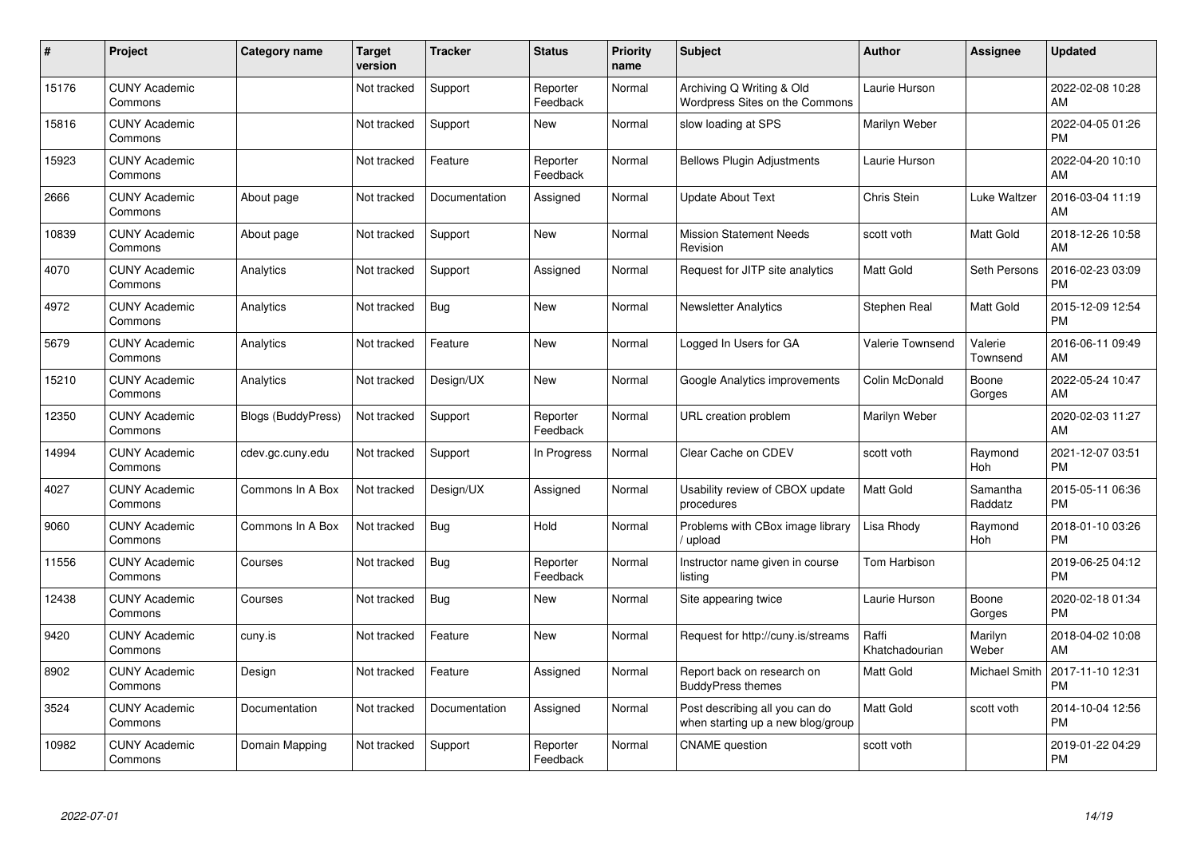| # | Project | Category name | Target version | Tracker | Status | Priority name | Subject | Author | Assignee | Updated |
|---|---|---|---|---|---|---|---|---|---|---|
| 15176 | CUNY Academic Commons | | Not tracked | Support | Reporter Feedback | Normal | Archiving Q Writing & Old Wordpress Sites on the Commons | Laurie Hurson | | 2022-02-08 10:28 AM |
| 15816 | CUNY Academic Commons | | Not tracked | Support | New | Normal | slow loading at SPS | Marilyn Weber | | 2022-04-05 01:26 PM |
| 15923 | CUNY Academic Commons | | Not tracked | Feature | Reporter Feedback | Normal | Bellows Plugin Adjustments | Laurie Hurson | | 2022-04-20 10:10 AM |
| 2666 | CUNY Academic Commons | About page | Not tracked | Documentation | Assigned | Normal | Update About Text | Chris Stein | Luke Waltzer | 2016-03-04 11:19 AM |
| 10839 | CUNY Academic Commons | About page | Not tracked | Support | New | Normal | Mission Statement Needs Revision | scott voth | Matt Gold | 2018-12-26 10:58 AM |
| 4070 | CUNY Academic Commons | Analytics | Not tracked | Support | Assigned | Normal | Request for JITP site analytics | Matt Gold | Seth Persons | 2016-02-23 03:09 PM |
| 4972 | CUNY Academic Commons | Analytics | Not tracked | Bug | New | Normal | Newsletter Analytics | Stephen Real | Matt Gold | 2015-12-09 12:54 PM |
| 5679 | CUNY Academic Commons | Analytics | Not tracked | Feature | New | Normal | Logged In Users for GA | Valerie Townsend | Valerie Townsend | 2016-06-11 09:49 AM |
| 15210 | CUNY Academic Commons | Analytics | Not tracked | Design/UX | New | Normal | Google Analytics improvements | Colin McDonald | Boone Gorges | 2022-05-24 10:47 AM |
| 12350 | CUNY Academic Commons | Blogs (BuddyPress) | Not tracked | Support | Reporter Feedback | Normal | URL creation problem | Marilyn Weber | | 2020-02-03 11:27 AM |
| 14994 | CUNY Academic Commons | cdev.gc.cuny.edu | Not tracked | Support | In Progress | Normal | Clear Cache on CDEV | scott voth | Raymond Hoh | 2021-12-07 03:51 PM |
| 4027 | CUNY Academic Commons | Commons In A Box | Not tracked | Design/UX | Assigned | Normal | Usability review of CBOX update procedures | Matt Gold | Samantha Raddatz | 2015-05-11 06:36 PM |
| 9060 | CUNY Academic Commons | Commons In A Box | Not tracked | Bug | Hold | Normal | Problems with CBox image library / upload | Lisa Rhody | Raymond Hoh | 2018-01-10 03:26 PM |
| 11556 | CUNY Academic Commons | Courses | Not tracked | Bug | Reporter Feedback | Normal | Instructor name given in course listing | Tom Harbison | | 2019-06-25 04:12 PM |
| 12438 | CUNY Academic Commons | Courses | Not tracked | Bug | New | Normal | Site appearing twice | Laurie Hurson | Boone Gorges | 2020-02-18 01:34 PM |
| 9420 | CUNY Academic Commons | cuny.is | Not tracked | Feature | New | Normal | Request for http://cuny.is/streams | Raffi Khatchadourian | Marilyn Weber | 2018-04-02 10:08 AM |
| 8902 | CUNY Academic Commons | Design | Not tracked | Feature | Assigned | Normal | Report back on research on BuddyPress themes | Matt Gold | Michael Smith | 2017-11-10 12:31 PM |
| 3524 | CUNY Academic Commons | Documentation | Not tracked | Documentation | Assigned | Normal | Post describing all you can do when starting up a new blog/group | Matt Gold | scott voth | 2014-10-04 12:56 PM |
| 10982 | CUNY Academic Commons | Domain Mapping | Not tracked | Support | Reporter Feedback | Normal | CNAME question | scott voth | | 2019-01-22 04:29 PM |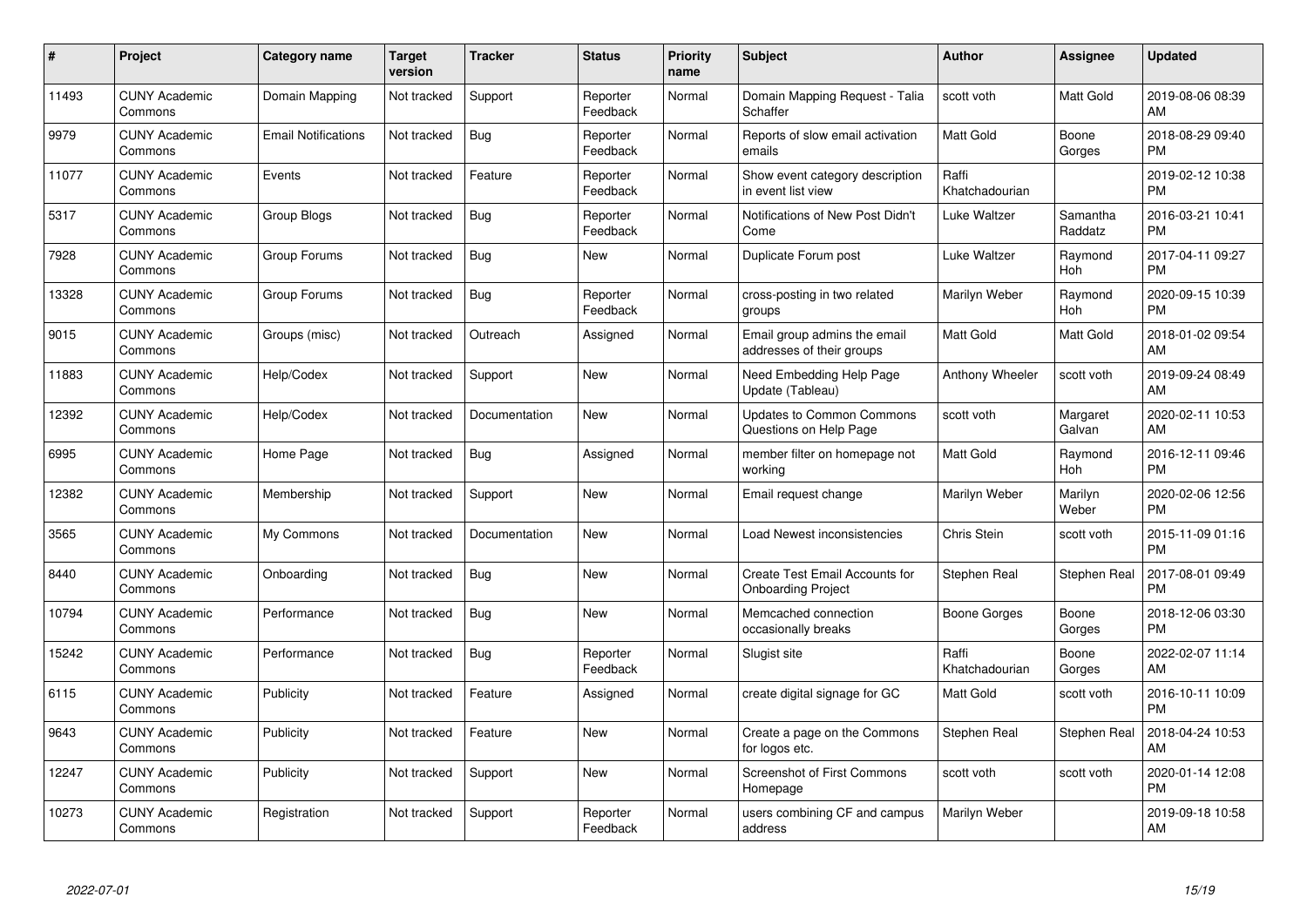| # | Project | Category name | Target version | Tracker | Status | Priority name | Subject | Author | Assignee | Updated |
|---|---|---|---|---|---|---|---|---|---|---|
| 11493 | CUNY Academic Commons | Domain Mapping | Not tracked | Support | Reporter Feedback | Normal | Domain Mapping Request - Talia Schaffer | scott voth | Matt Gold | 2019-08-06 08:39 AM |
| 9979 | CUNY Academic Commons | Email Notifications | Not tracked | Bug | Reporter Feedback | Normal | Reports of slow email activation emails | Matt Gold | Boone Gorges | 2018-08-29 09:40 PM |
| 11077 | CUNY Academic Commons | Events | Not tracked | Feature | Reporter Feedback | Normal | Show event category description in event list view | Raffi Khatchadourian | | 2019-02-12 10:38 PM |
| 5317 | CUNY Academic Commons | Group Blogs | Not tracked | Bug | Reporter Feedback | Normal | Notifications of New Post Didn't Come | Luke Waltzer | Samantha Raddatz | 2016-03-21 10:41 PM |
| 7928 | CUNY Academic Commons | Group Forums | Not tracked | Bug | New | Normal | Duplicate Forum post | Luke Waltzer | Raymond Hoh | 2017-04-11 09:27 PM |
| 13328 | CUNY Academic Commons | Group Forums | Not tracked | Bug | Reporter Feedback | Normal | cross-posting in two related groups | Marilyn Weber | Raymond Hoh | 2020-09-15 10:39 PM |
| 9015 | CUNY Academic Commons | Groups (misc) | Not tracked | Outreach | Assigned | Normal | Email group admins the email addresses of their groups | Matt Gold | Matt Gold | 2018-01-02 09:54 AM |
| 11883 | CUNY Academic Commons | Help/Codex | Not tracked | Support | New | Normal | Need Embedding Help Page Update (Tableau) | Anthony Wheeler | scott voth | 2019-09-24 08:49 AM |
| 12392 | CUNY Academic Commons | Help/Codex | Not tracked | Documentation | New | Normal | Updates to Common Commons Questions on Help Page | scott voth | Margaret Galvan | 2020-02-11 10:53 AM |
| 6995 | CUNY Academic Commons | Home Page | Not tracked | Bug | Assigned | Normal | member filter on homepage not working | Matt Gold | Raymond Hoh | 2016-12-11 09:46 PM |
| 12382 | CUNY Academic Commons | Membership | Not tracked | Support | New | Normal | Email request change | Marilyn Weber | Marilyn Weber | 2020-02-06 12:56 PM |
| 3565 | CUNY Academic Commons | My Commons | Not tracked | Documentation | New | Normal | Load Newest inconsistencies | Chris Stein | scott voth | 2015-11-09 01:16 PM |
| 8440 | CUNY Academic Commons | Onboarding | Not tracked | Bug | New | Normal | Create Test Email Accounts for Onboarding Project | Stephen Real | Stephen Real | 2017-08-01 09:49 PM |
| 10794 | CUNY Academic Commons | Performance | Not tracked | Bug | New | Normal | Memcached connection occasionally breaks | Boone Gorges | Boone Gorges | 2018-12-06 03:30 PM |
| 15242 | CUNY Academic Commons | Performance | Not tracked | Bug | Reporter Feedback | Normal | Slugist site | Raffi Khatchadourian | Boone Gorges | 2022-02-07 11:14 AM |
| 6115 | CUNY Academic Commons | Publicity | Not tracked | Feature | Assigned | Normal | create digital signage for GC | Matt Gold | scott voth | 2016-10-11 10:09 PM |
| 9643 | CUNY Academic Commons | Publicity | Not tracked | Feature | New | Normal | Create a page on the Commons for logos etc. | Stephen Real | Stephen Real | 2018-04-24 10:53 AM |
| 12247 | CUNY Academic Commons | Publicity | Not tracked | Support | New | Normal | Screenshot of First Commons Homepage | scott voth | scott voth | 2020-01-14 12:08 PM |
| 10273 | CUNY Academic Commons | Registration | Not tracked | Support | Reporter Feedback | Normal | users combining CF and campus address | Marilyn Weber | | 2019-09-18 10:58 AM |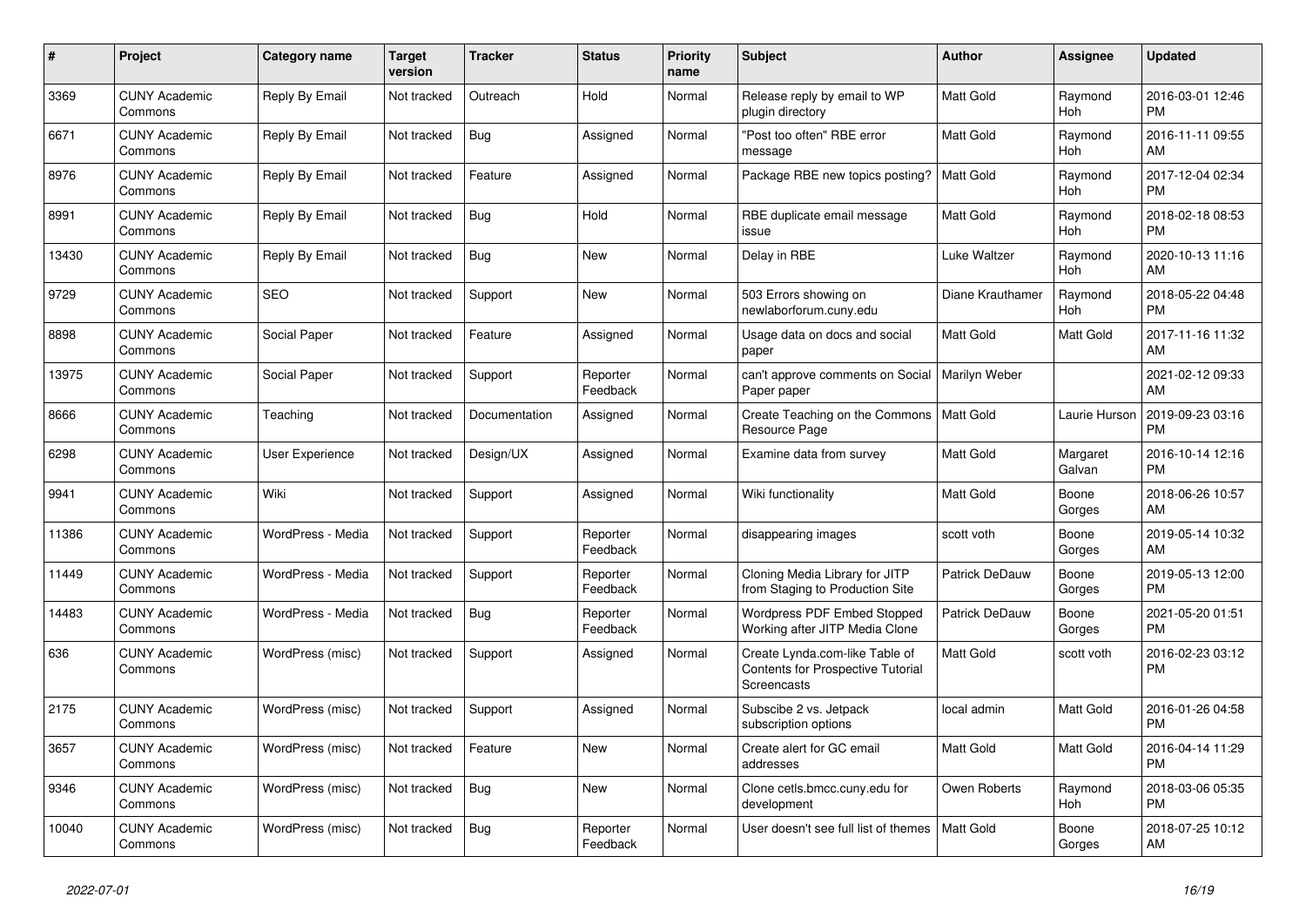| # | Project | Category name | Target version | Tracker | Status | Priority name | Subject | Author | Assignee | Updated |
|---|---|---|---|---|---|---|---|---|---|---|
| 3369 | CUNY Academic Commons | Reply By Email | Not tracked | Outreach | Hold | Normal | Release reply by email to WP plugin directory | Matt Gold | Raymond Hoh | 2016-03-01 12:46 PM |
| 6671 | CUNY Academic Commons | Reply By Email | Not tracked | Bug | Assigned | Normal | "Post too often" RBE error message | Matt Gold | Raymond Hoh | 2016-11-11 09:55 AM |
| 8976 | CUNY Academic Commons | Reply By Email | Not tracked | Feature | Assigned | Normal | Package RBE new topics posting? | Matt Gold | Raymond Hoh | 2017-12-04 02:34 PM |
| 8991 | CUNY Academic Commons | Reply By Email | Not tracked | Bug | Hold | Normal | RBE duplicate email message issue | Matt Gold | Raymond Hoh | 2018-02-18 08:53 PM |
| 13430 | CUNY Academic Commons | Reply By Email | Not tracked | Bug | New | Normal | Delay in RBE | Luke Waltzer | Raymond Hoh | 2020-10-13 11:16 AM |
| 9729 | CUNY Academic Commons | SEO | Not tracked | Support | New | Normal | 503 Errors showing on newlaborforum.cuny.edu | Diane Krauthamer | Raymond Hoh | 2018-05-22 04:48 PM |
| 8898 | CUNY Academic Commons | Social Paper | Not tracked | Feature | Assigned | Normal | Usage data on docs and social paper | Matt Gold | Matt Gold | 2017-11-16 11:32 AM |
| 13975 | CUNY Academic Commons | Social Paper | Not tracked | Support | Reporter Feedback | Normal | can't approve comments on Social Paper paper | Marilyn Weber | | 2021-02-12 09:33 AM |
| 8666 | CUNY Academic Commons | Teaching | Not tracked | Documentation | Assigned | Normal | Create Teaching on the Commons Resource Page | Matt Gold | Laurie Hurson | 2019-09-23 03:16 PM |
| 6298 | CUNY Academic Commons | User Experience | Not tracked | Design/UX | Assigned | Normal | Examine data from survey | Matt Gold | Margaret Galvan | 2016-10-14 12:16 PM |
| 9941 | CUNY Academic Commons | Wiki | Not tracked | Support | Assigned | Normal | Wiki functionality | Matt Gold | Boone Gorges | 2018-06-26 10:57 AM |
| 11386 | CUNY Academic Commons | WordPress - Media | Not tracked | Support | Reporter Feedback | Normal | disappearing images | scott voth | Boone Gorges | 2019-05-14 10:32 AM |
| 11449 | CUNY Academic Commons | WordPress - Media | Not tracked | Support | Reporter Feedback | Normal | Cloning Media Library for JITP from Staging to Production Site | Patrick DeDauw | Boone Gorges | 2019-05-13 12:00 PM |
| 14483 | CUNY Academic Commons | WordPress - Media | Not tracked | Bug | Reporter Feedback | Normal | Wordpress PDF Embed Stopped Working after JITP Media Clone | Patrick DeDauw | Boone Gorges | 2021-05-20 01:51 PM |
| 636 | CUNY Academic Commons | WordPress (misc) | Not tracked | Support | Assigned | Normal | Create Lynda.com-like Table of Contents for Prospective Tutorial Screencasts | Matt Gold | scott voth | 2016-02-23 03:12 PM |
| 2175 | CUNY Academic Commons | WordPress (misc) | Not tracked | Support | Assigned | Normal | Subscibe 2 vs. Jetpack subscription options | local admin | Matt Gold | 2016-01-26 04:58 PM |
| 3657 | CUNY Academic Commons | WordPress (misc) | Not tracked | Feature | New | Normal | Create alert for GC email addresses | Matt Gold | Matt Gold | 2016-04-14 11:29 PM |
| 9346 | CUNY Academic Commons | WordPress (misc) | Not tracked | Bug | New | Normal | Clone cetls.bmcc.cuny.edu for development | Owen Roberts | Raymond Hoh | 2018-03-06 05:35 PM |
| 10040 | CUNY Academic Commons | WordPress (misc) | Not tracked | Bug | Reporter Feedback | Normal | User doesn't see full list of themes | Matt Gold | Boone Gorges | 2018-07-25 10:12 AM |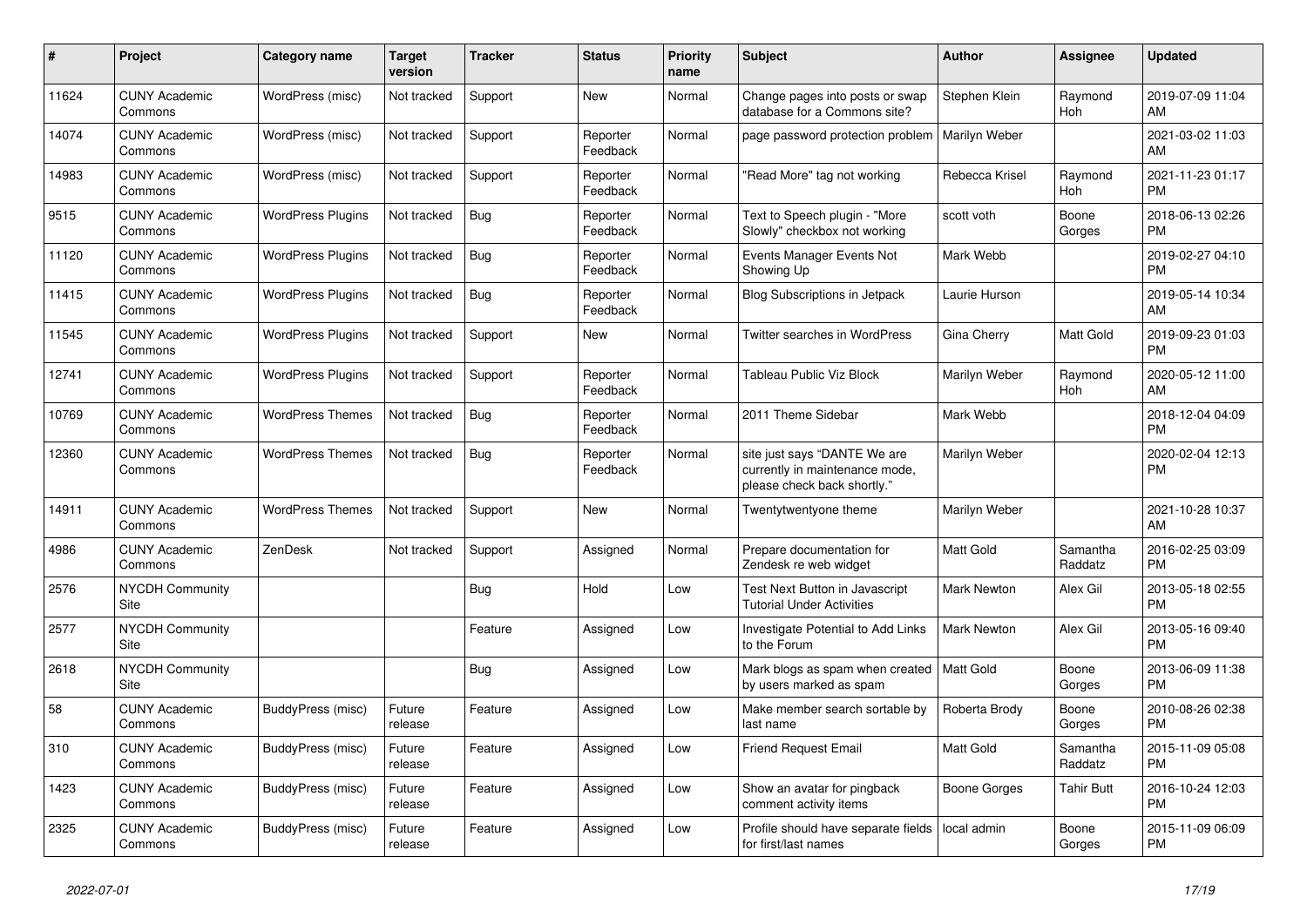| # | Project | Category name | Target version | Tracker | Status | Priority name | Subject | Author | Assignee | Updated |
|---|---|---|---|---|---|---|---|---|---|---|
| 11624 | CUNY Academic Commons | WordPress (misc) | Not tracked | Support | New | Normal | Change pages into posts or swap database for a Commons site? | Stephen Klein | Raymond Hoh | 2019-07-09 11:04 AM |
| 14074 | CUNY Academic Commons | WordPress (misc) | Not tracked | Support | Reporter Feedback | Normal | page password protection problem | Marilyn Weber | | 2021-03-02 11:03 AM |
| 14983 | CUNY Academic Commons | WordPress (misc) | Not tracked | Support | Reporter Feedback | Normal | "Read More" tag not working | Rebecca Krisel | Raymond Hoh | 2021-11-23 01:17 PM |
| 9515 | CUNY Academic Commons | WordPress Plugins | Not tracked | Bug | Reporter Feedback | Normal | Text to Speech plugin - "More Slowly" checkbox not working | scott voth | Boone Gorges | 2018-06-13 02:26 PM |
| 11120 | CUNY Academic Commons | WordPress Plugins | Not tracked | Bug | Reporter Feedback | Normal | Events Manager Events Not Showing Up | Mark Webb | | 2019-02-27 04:10 PM |
| 11415 | CUNY Academic Commons | WordPress Plugins | Not tracked | Bug | Reporter Feedback | Normal | Blog Subscriptions in Jetpack | Laurie Hurson | | 2019-05-14 10:34 AM |
| 11545 | CUNY Academic Commons | WordPress Plugins | Not tracked | Support | New | Normal | Twitter searches in WordPress | Gina Cherry | Matt Gold | 2019-09-23 01:03 PM |
| 12741 | CUNY Academic Commons | WordPress Plugins | Not tracked | Support | Reporter Feedback | Normal | Tableau Public Viz Block | Marilyn Weber | Raymond Hoh | 2020-05-12 11:00 AM |
| 10769 | CUNY Academic Commons | WordPress Themes | Not tracked | Bug | Reporter Feedback | Normal | 2011 Theme Sidebar | Mark Webb | | 2018-12-04 04:09 PM |
| 12360 | CUNY Academic Commons | WordPress Themes | Not tracked | Bug | Reporter Feedback | Normal | site just says "DANTE We are currently in maintenance mode, please check back shortly." | Marilyn Weber | | 2020-02-04 12:13 PM |
| 14911 | CUNY Academic Commons | WordPress Themes | Not tracked | Support | New | Normal | Twentytwentyone theme | Marilyn Weber | | 2021-10-28 10:37 AM |
| 4986 | CUNY Academic Commons | ZenDesk | Not tracked | Support | Assigned | Normal | Prepare documentation for Zendesk re web widget | Matt Gold | Samantha Raddatz | 2016-02-25 03:09 PM |
| 2576 | NYCDH Community Site | | | Bug | Hold | Low | Test Next Button in Javascript Tutorial Under Activities | Mark Newton | Alex Gil | 2013-05-18 02:55 PM |
| 2577 | NYCDH Community Site | | | Feature | Assigned | Low | Investigate Potential to Add Links to the Forum | Mark Newton | Alex Gil | 2013-05-16 09:40 PM |
| 2618 | NYCDH Community Site | | | Bug | Assigned | Low | Mark blogs as spam when created by users marked as spam | Matt Gold | Boone Gorges | 2013-06-09 11:38 PM |
| 58 | CUNY Academic Commons | BuddyPress (misc) | Future release | Feature | Assigned | Low | Make member search sortable by last name | Roberta Brody | Boone Gorges | 2010-08-26 02:38 PM |
| 310 | CUNY Academic Commons | BuddyPress (misc) | Future release | Feature | Assigned | Low | Friend Request Email | Matt Gold | Samantha Raddatz | 2015-11-09 05:08 PM |
| 1423 | CUNY Academic Commons | BuddyPress (misc) | Future release | Feature | Assigned | Low | Show an avatar for pingback comment activity items | Boone Gorges | Tahir Butt | 2016-10-24 12:03 PM |
| 2325 | CUNY Academic Commons | BuddyPress (misc) | Future release | Feature | Assigned | Low | Profile should have separate fields for first/last names | local admin | Boone Gorges | 2015-11-09 06:09 PM |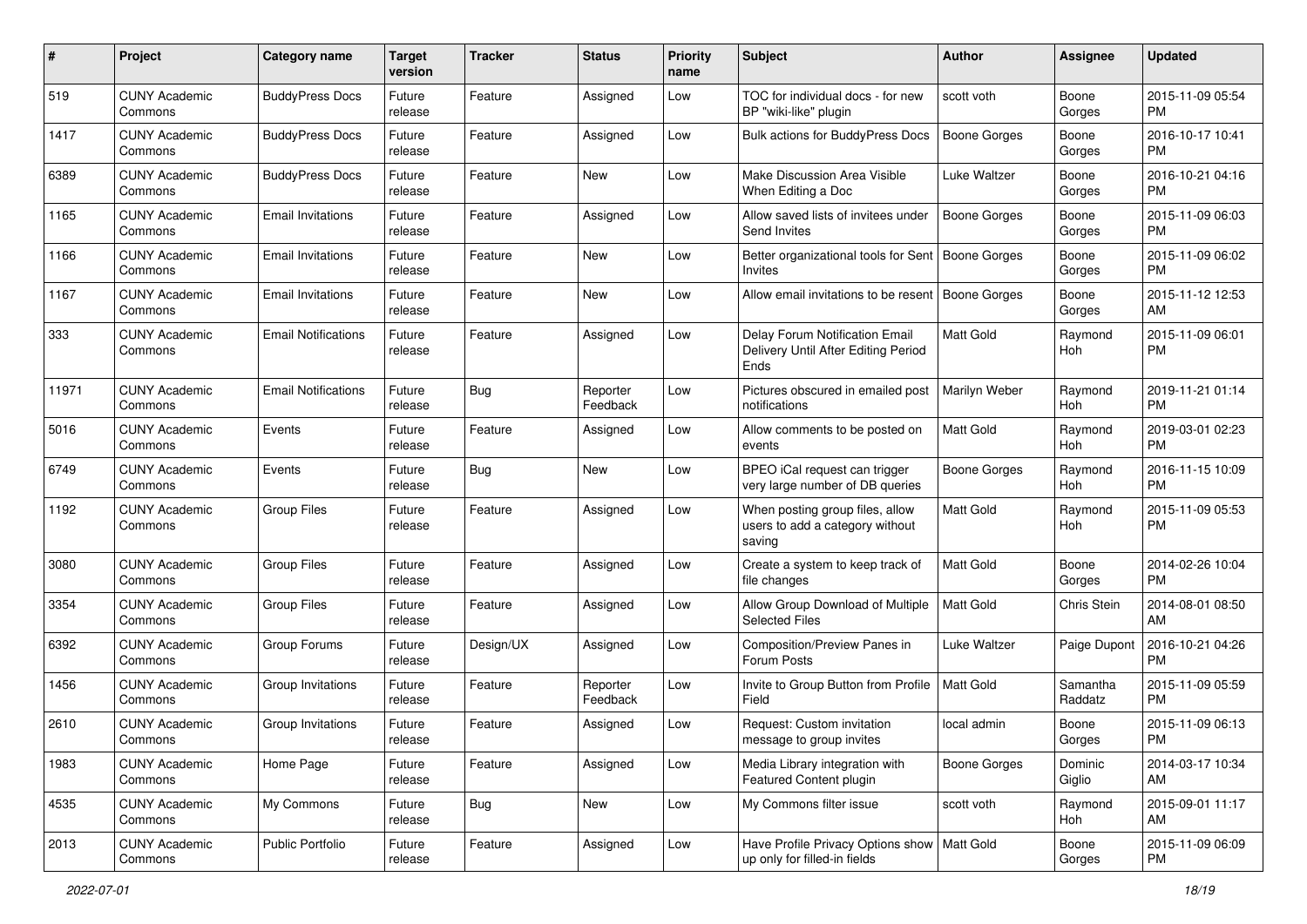| # | Project | Category name | Target version | Tracker | Status | Priority name | Subject | Author | Assignee | Updated |
|---|---|---|---|---|---|---|---|---|---|---|
| 519 | CUNY Academic Commons | BuddyPress Docs | Future release | Feature | Assigned | Low | TOC for individual docs - for new BP "wiki-like" plugin | scott voth | Boone Gorges | 2015-11-09 05:54 PM |
| 1417 | CUNY Academic Commons | BuddyPress Docs | Future release | Feature | Assigned | Low | Bulk actions for BuddyPress Docs | Boone Gorges | Boone Gorges | 2016-10-17 10:41 PM |
| 6389 | CUNY Academic Commons | BuddyPress Docs | Future release | Feature | New | Low | Make Discussion Area Visible When Editing a Doc | Luke Waltzer | Boone Gorges | 2016-10-21 04:16 PM |
| 1165 | CUNY Academic Commons | Email Invitations | Future release | Feature | Assigned | Low | Allow saved lists of invitees under Send Invites | Boone Gorges | Boone Gorges | 2015-11-09 06:03 PM |
| 1166 | CUNY Academic Commons | Email Invitations | Future release | Feature | New | Low | Better organizational tools for Sent Invites | Boone Gorges | Boone Gorges | 2015-11-09 06:02 PM |
| 1167 | CUNY Academic Commons | Email Invitations | Future release | Feature | New | Low | Allow email invitations to be resent | Boone Gorges | Boone Gorges | 2015-11-12 12:53 AM |
| 333 | CUNY Academic Commons | Email Notifications | Future release | Feature | Assigned | Low | Delay Forum Notification Email Delivery Until After Editing Period Ends | Matt Gold | Raymond Hoh | 2015-11-09 06:01 PM |
| 11971 | CUNY Academic Commons | Email Notifications | Future release | Bug | Reporter Feedback | Low | Pictures obscured in emailed post notifications | Marilyn Weber | Raymond Hoh | 2019-11-21 01:14 PM |
| 5016 | CUNY Academic Commons | Events | Future release | Feature | Assigned | Low | Allow comments to be posted on events | Matt Gold | Raymond Hoh | 2019-03-01 02:23 PM |
| 6749 | CUNY Academic Commons | Events | Future release | Bug | New | Low | BPEO iCal request can trigger very large number of DB queries | Boone Gorges | Raymond Hoh | 2016-11-15 10:09 PM |
| 1192 | CUNY Academic Commons | Group Files | Future release | Feature | Assigned | Low | When posting group files, allow users to add a category without saving | Matt Gold | Raymond Hoh | 2015-11-09 05:53 PM |
| 3080 | CUNY Academic Commons | Group Files | Future release | Feature | Assigned | Low | Create a system to keep track of file changes | Matt Gold | Boone Gorges | 2014-02-26 10:04 PM |
| 3354 | CUNY Academic Commons | Group Files | Future release | Feature | Assigned | Low | Allow Group Download of Multiple Selected Files | Matt Gold | Chris Stein | 2014-08-01 08:50 AM |
| 6392 | CUNY Academic Commons | Group Forums | Future release | Design/UX | Assigned | Low | Composition/Preview Panes in Forum Posts | Luke Waltzer | Paige Dupont | 2016-10-21 04:26 PM |
| 1456 | CUNY Academic Commons | Group Invitations | Future release | Feature | Reporter Feedback | Low | Invite to Group Button from Profile Field | Matt Gold | Samantha Raddatz | 2015-11-09 05:59 PM |
| 2610 | CUNY Academic Commons | Group Invitations | Future release | Feature | Assigned | Low | Request: Custom invitation message to group invites | local admin | Boone Gorges | 2015-11-09 06:13 PM |
| 1983 | CUNY Academic Commons | Home Page | Future release | Feature | Assigned | Low | Media Library integration with Featured Content plugin | Boone Gorges | Dominic Giglio | 2014-03-17 10:34 AM |
| 4535 | CUNY Academic Commons | My Commons | Future release | Bug | New | Low | My Commons filter issue | scott voth | Raymond Hoh | 2015-09-01 11:17 AM |
| 2013 | CUNY Academic Commons | Public Portfolio | Future release | Feature | Assigned | Low | Have Profile Privacy Options show up only for filled-in fields | Matt Gold | Boone Gorges | 2015-11-09 06:09 PM |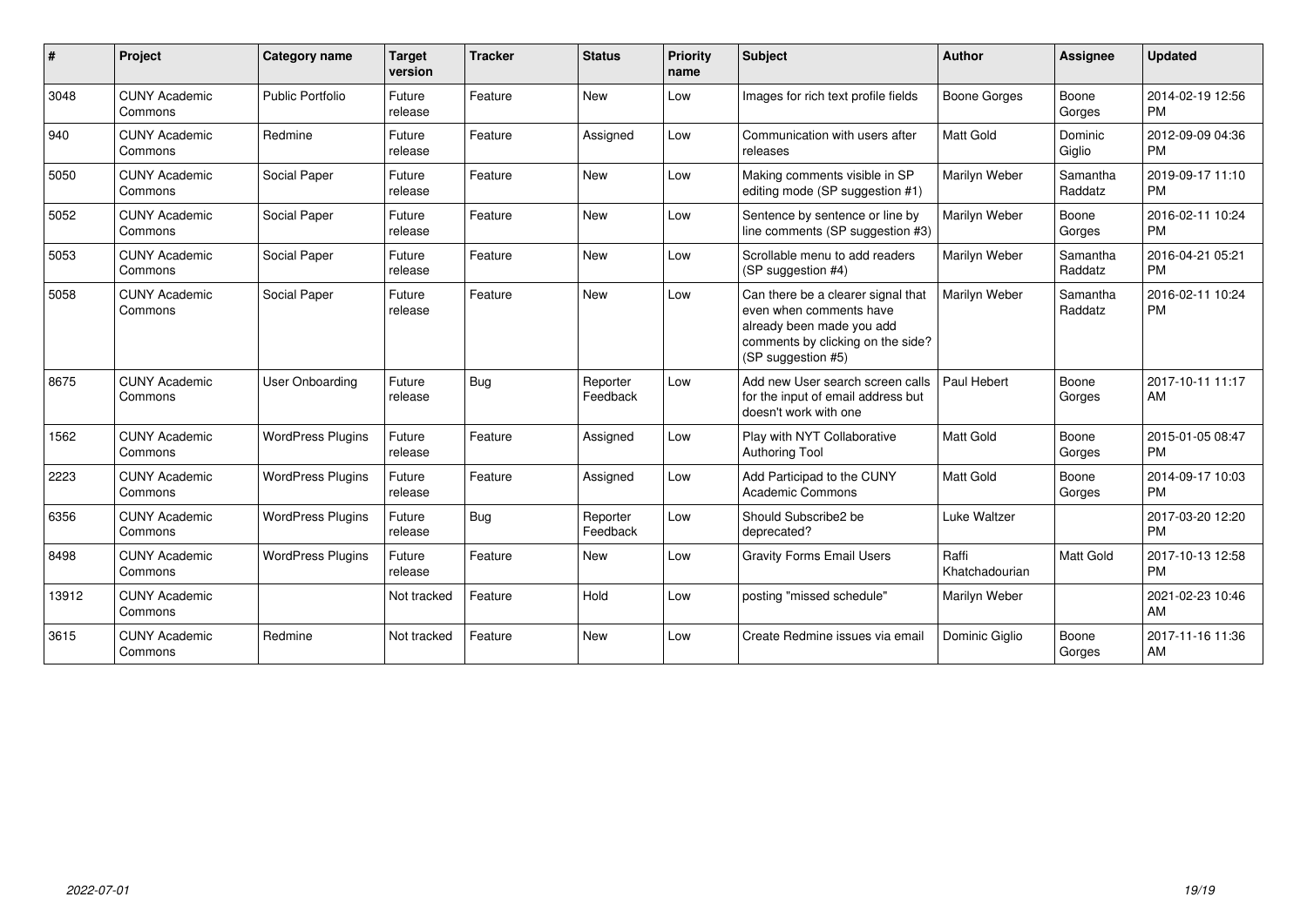| # | Project | Category name | Target version | Tracker | Status | Priority name | Subject | Author | Assignee | Updated |
|---|---|---|---|---|---|---|---|---|---|---|
| 3048 | CUNY Academic Commons | Public Portfolio | Future release | Feature | New | Low | Images for rich text profile fields | Boone Gorges | Boone Gorges | 2014-02-19 12:56 PM |
| 940 | CUNY Academic Commons | Redmine | Future release | Feature | Assigned | Low | Communication with users after releases | Matt Gold | Dominic Giglio | 2012-09-09 04:36 PM |
| 5050 | CUNY Academic Commons | Social Paper | Future release | Feature | New | Low | Making comments visible in SP editing mode (SP suggestion #1) | Marilyn Weber | Samantha Raddatz | 2019-09-17 11:10 PM |
| 5052 | CUNY Academic Commons | Social Paper | Future release | Feature | New | Low | Sentence by sentence or line by line comments (SP suggestion #3) | Marilyn Weber | Boone Gorges | 2016-02-11 10:24 PM |
| 5053 | CUNY Academic Commons | Social Paper | Future release | Feature | New | Low | Scrollable menu to add readers (SP suggestion #4) | Marilyn Weber | Samantha Raddatz | 2016-04-21 05:21 PM |
| 5058 | CUNY Academic Commons | Social Paper | Future release | Feature | New | Low | Can there be a clearer signal that even when comments have already been made you add comments by clicking on the side? (SP suggestion #5) | Marilyn Weber | Samantha Raddatz | 2016-02-11 10:24 PM |
| 8675 | CUNY Academic Commons | User Onboarding | Future release | Bug | Reporter Feedback | Low | Add new User search screen calls for the input of email address but doesn't work with one | Paul Hebert | Boone Gorges | 2017-10-11 11:17 AM |
| 1562 | CUNY Academic Commons | WordPress Plugins | Future release | Feature | Assigned | Low | Play with NYT Collaborative Authoring Tool | Matt Gold | Boone Gorges | 2015-01-05 08:47 PM |
| 2223 | CUNY Academic Commons | WordPress Plugins | Future release | Feature | Assigned | Low | Add Participad to the CUNY Academic Commons | Matt Gold | Boone Gorges | 2014-09-17 10:03 PM |
| 6356 | CUNY Academic Commons | WordPress Plugins | Future release | Bug | Reporter Feedback | Low | Should Subscribe2 be deprecated? | Luke Waltzer | | 2017-03-20 12:20 PM |
| 8498 | CUNY Academic Commons | WordPress Plugins | Future release | Feature | New | Low | Gravity Forms Email Users | Raffi Khatchadourian | Matt Gold | 2017-10-13 12:58 PM |
| 13912 | CUNY Academic Commons | | Not tracked | Feature | Hold | Low | posting "missed schedule" | Marilyn Weber | | 2021-02-23 10:46 AM |
| 3615 | CUNY Academic Commons | Redmine | Not tracked | Feature | New | Low | Create Redmine issues via email | Dominic Giglio | Boone Gorges | 2017-11-16 11:36 AM |